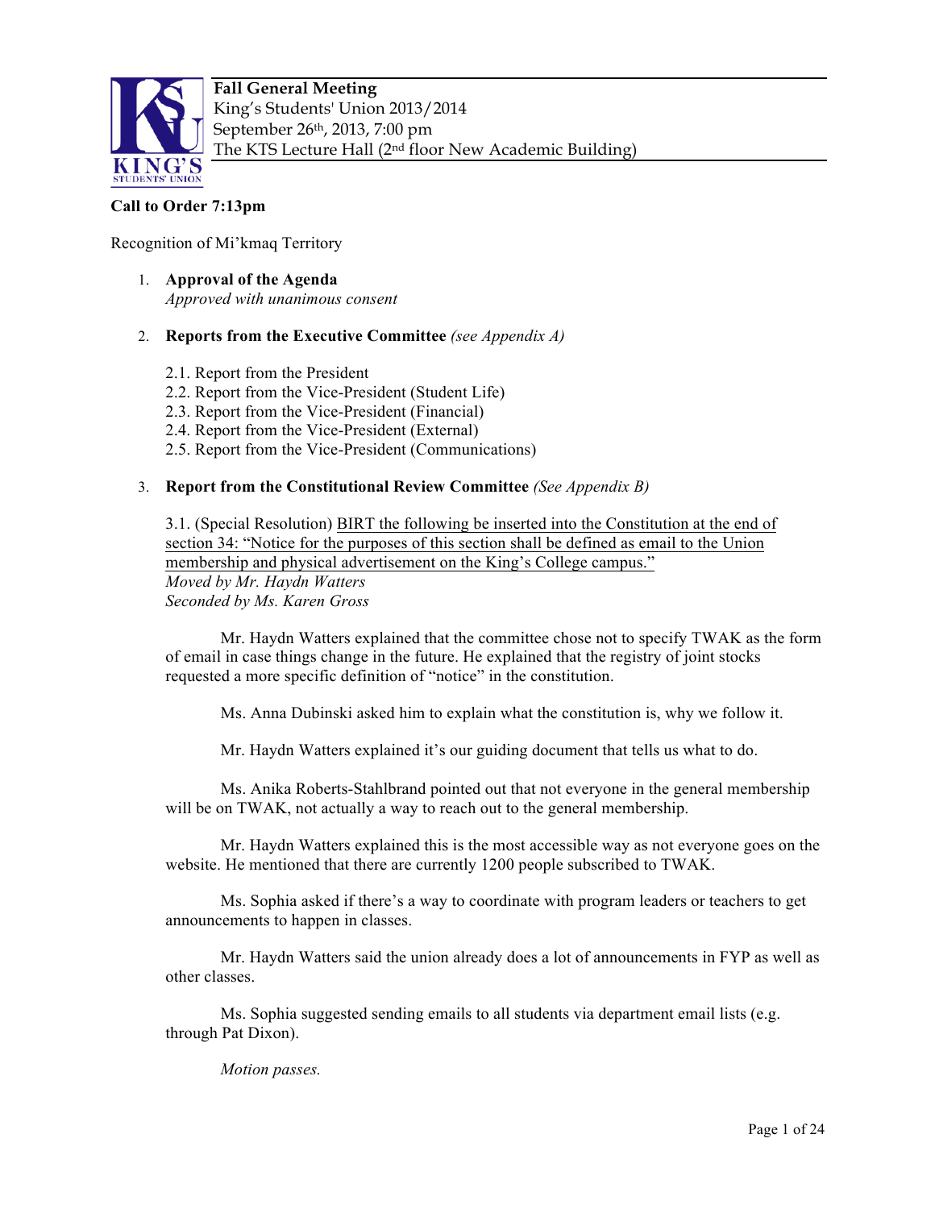**Fall General Meeting**
King's Students' Union 2013/2014
September 26th, 2013, 7:00 pm
The KTS Lecture Hall (2nd floor New Academic Building)

**Call to Order 7:13pm**

Recognition of Mi'kmaq Territory

1. **Approval of the Agenda**
   *Approved with unanimous consent*

2. **Reports from the Executive Committee** *(see Appendix A)*

   2.1. Report from the President
   2.2. Report from the Vice-President (Student Life)
   2.3. Report from the Vice-President (Financial)
   2.4. Report from the Vice-President (External)
   2.5. Report from the Vice-President (Communications)

3. **Report from the Constitutional Review Committee** *(See Appendix B)*

   3.1. (Special Resolution) BIRT the following be inserted into the Constitution at the end of section 34: "Notice for the purposes of this section shall be defined as email to the Union membership and physical advertisement on the King's College campus."
   *Moved by Mr. Haydn Watters*
   *Seconded by Ms. Karen Gross*

   Mr. Haydn Watters explained that the committee chose not to specify TWAK as the form of email in case things change in the future. He explained that the registry of joint stocks requested a more specific definition of "notice" in the constitution.

   Ms. Anna Dubinski asked him to explain what the constitution is, why we follow it.

   Mr. Haydn Watters explained it's our guiding document that tells us what to do.

   Ms. Anika Roberts-Stahlbrand pointed out that not everyone in the general membership will be on TWAK, not actually a way to reach out to the general membership.

   Mr. Haydn Watters explained this is the most accessible way as not everyone goes on the website. He mentioned that there are currently 1200 people subscribed to TWAK.

   Ms. Sophia asked if there's a way to coordinate with program leaders or teachers to get announcements to happen in classes.

   Mr. Haydn Watters said the union already does a lot of announcements in FYP as well as other classes.

   Ms. Sophia suggested sending emails to all students via department email lists (e.g. through Pat Dixon).

   *Motion passes.*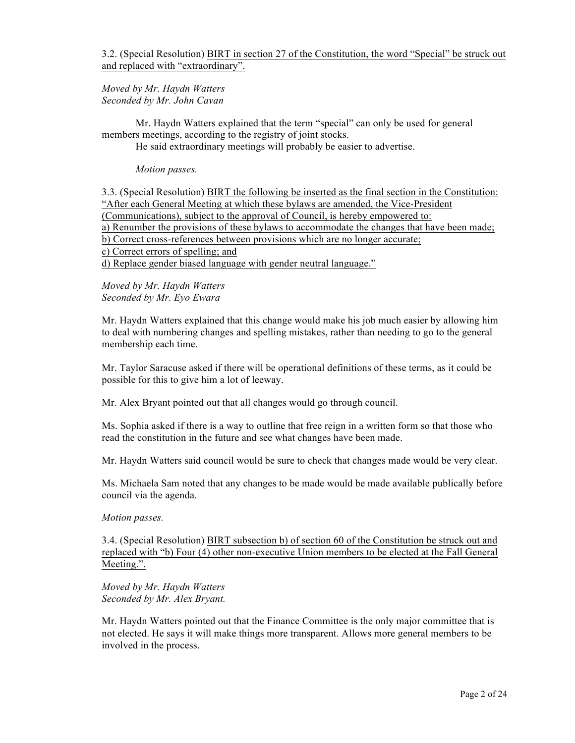3.2. (Special Resolution) <u>BIRT in section 27 of the Constitution, the word "Special" be struck out and replaced with "extraordinary".</u>

*Moved by Mr. Haydn Watters*
*Seconded by Mr. John Cavan*

Mr. Haydn Watters explained that the term "special" can only be used for general members meetings, according to the registry of joint stocks.

He said extraordinary meetings will probably be easier to advertise.

*Motion passes.*

3.3. (Special Resolution) <u>BIRT the following be inserted as the final section in the Constitution: "After each General Meeting at which these bylaws are amended, the Vice-President (Communications), subject to the approval of Council, is hereby empowered to:</u>
<u>a) Renumber the provisions of these bylaws to accommodate the changes that have been made;</u>
<u>b) Correct cross-references between provisions which are no longer accurate;</u>
<u>c) Correct errors of spelling; and</u>
<u>d) Replace gender biased language with gender neutral language."</u>

*Moved by Mr. Haydn Watters*
*Seconded by Mr. Eyo Ewara*

Mr. Haydn Watters explained that this change would make his job much easier by allowing him to deal with numbering changes and spelling mistakes, rather than needing to go to the general membership each time.

Mr. Taylor Saracuse asked if there will be operational definitions of these terms, as it could be possible for this to give him a lot of leeway.

Mr. Alex Bryant pointed out that all changes would go through council.

Ms. Sophia asked if there is a way to outline that free reign in a written form so that those who read the constitution in the future and see what changes have been made.

Mr. Haydn Watters said council would be sure to check that changes made would be very clear.

Ms. Michaela Sam noted that any changes to be made would be made available publically before council via the agenda.

*Motion passes.*

3.4. (Special Resolution) <u>BIRT subsection b) of section 60 of the Constitution be struck out and replaced with "b) Four (4) other non-executive Union members to be elected at the Fall General Meeting.".</u>

*Moved by Mr. Haydn Watters*
*Seconded by Mr. Alex Bryant.*

Mr. Haydn Watters pointed out that the Finance Committee is the only major committee that is not elected. He says it will make things more transparent. Allows more general members to be involved in the process.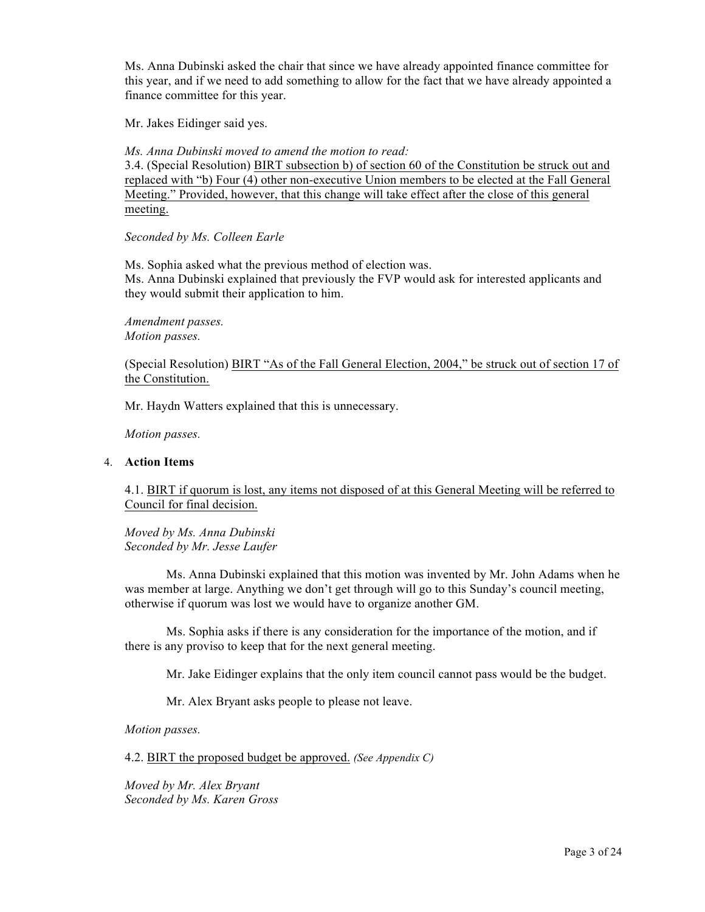Ms. Anna Dubinski asked the chair that since we have already appointed finance committee for this year, and if we need to add something to allow for the fact that we have already appointed a finance committee for this year.

Mr. Jakes Eidinger said yes.

*Ms. Anna Dubinski moved to amend the motion to read:*
3.4. (Special Resolution) BIRT subsection b) of section 60 of the Constitution be struck out and replaced with "b) Four (4) other non-executive Union members to be elected at the Fall General Meeting." Provided, however, that this change will take effect after the close of this general meeting.

*Seconded by Ms. Colleen Earle*

Ms. Sophia asked what the previous method of election was.
Ms. Anna Dubinski explained that previously the FVP would ask for interested applicants and they would submit their application to him.

*Amendment passes.*
*Motion passes.*

(Special Resolution) BIRT "As of the Fall General Election, 2004," be struck out of section 17 of the Constitution.

Mr. Haydn Watters explained that this is unnecessary.

*Motion passes.*

4. **Action Items**

4.1. BIRT if quorum is lost, any items not disposed of at this General Meeting will be referred to Council for final decision.

*Moved by Ms. Anna Dubinski*
*Seconded by Mr. Jesse Laufer*

Ms. Anna Dubinski explained that this motion was invented by Mr. John Adams when he was member at large. Anything we don't get through will go to this Sunday's council meeting, otherwise if quorum was lost we would have to organize another GM.

Ms. Sophia asks if there is any consideration for the importance of the motion, and if there is any proviso to keep that for the next general meeting.

Mr. Jake Eidinger explains that the only item council cannot pass would be the budget.

Mr. Alex Bryant asks people to please not leave.

*Motion passes.*

4.2. BIRT the proposed budget be approved. *(See Appendix C)*

*Moved by Mr. Alex Bryant*
*Seconded by Ms. Karen Gross*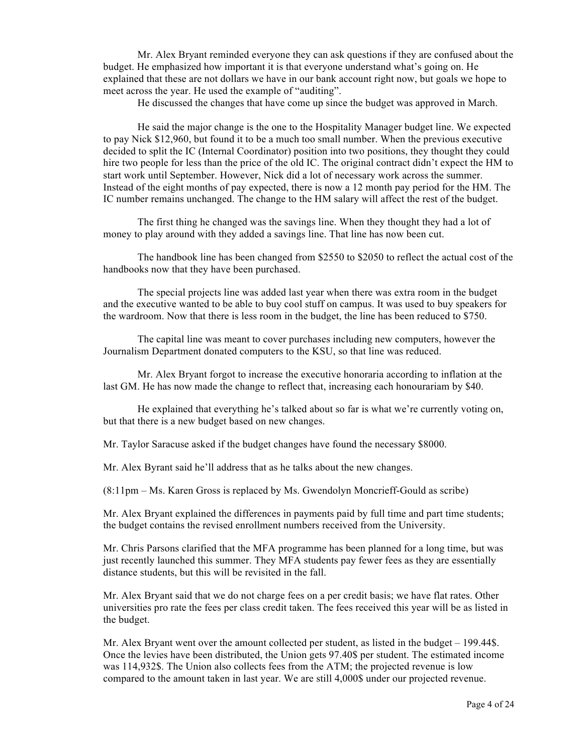Mr. Alex Bryant reminded everyone they can ask questions if they are confused about the budget. He emphasized how important it is that everyone understand what's going on. He explained that these are not dollars we have in our bank account right now, but goals we hope to meet across the year. He used the example of "auditing".

He discussed the changes that have come up since the budget was approved in March.

He said the major change is the one to the Hospitality Manager budget line. We expected to pay Nick $12,960, but found it to be a much too small number. When the previous executive decided to split the IC (Internal Coordinator) position into two positions, they thought they could hire two people for less than the price of the old IC. The original contract didn't expect the HM to start work until September. However, Nick did a lot of necessary work across the summer. Instead of the eight months of pay expected, there is now a 12 month pay period for the HM. The IC number remains unchanged. The change to the HM salary will affect the rest of the budget.

The first thing he changed was the savings line. When they thought they had a lot of money to play around with they added a savings line. That line has now been cut.

The handbook line has been changed from $2550 to $2050 to reflect the actual cost of the handbooks now that they have been purchased.

The special projects line was added last year when there was extra room in the budget and the executive wanted to be able to buy cool stuff on campus. It was used to buy speakers for the wardroom. Now that there is less room in the budget, the line has been reduced to $750.

The capital line was meant to cover purchases including new computers, however the Journalism Department donated computers to the KSU, so that line was reduced.

Mr. Alex Bryant forgot to increase the executive honoraria according to inflation at the last GM. He has now made the change to reflect that, increasing each honourariam by $40.

He explained that everything he's talked about so far is what we're currently voting on, but that there is a new budget based on new changes.

Mr. Taylor Saracuse asked if the budget changes have found the necessary $8000.

Mr. Alex Byrant said he'll address that as he talks about the new changes.

(8:11pm – Ms. Karen Gross is replaced by Ms. Gwendolyn Moncrieff-Gould as scribe)

Mr. Alex Bryant explained the differences in payments paid by full time and part time students; the budget contains the revised enrollment numbers received from the University.

Mr. Chris Parsons clarified that the MFA programme has been planned for a long time, but was just recently launched this summer. They MFA students pay fewer fees as they are essentially distance students, but this will be revisited in the fall.

Mr. Alex Bryant said that we do not charge fees on a per credit basis; we have flat rates. Other universities pro rate the fees per class credit taken. The fees received this year will be as listed in the budget.

Mr. Alex Bryant went over the amount collected per student, as listed in the budget – 199.44$. Once the levies have been distributed, the Union gets 97.40$ per student. The estimated income was 114,932$. The Union also collects fees from the ATM; the projected revenue is low compared to the amount taken in last year. We are still 4,000$ under our projected revenue.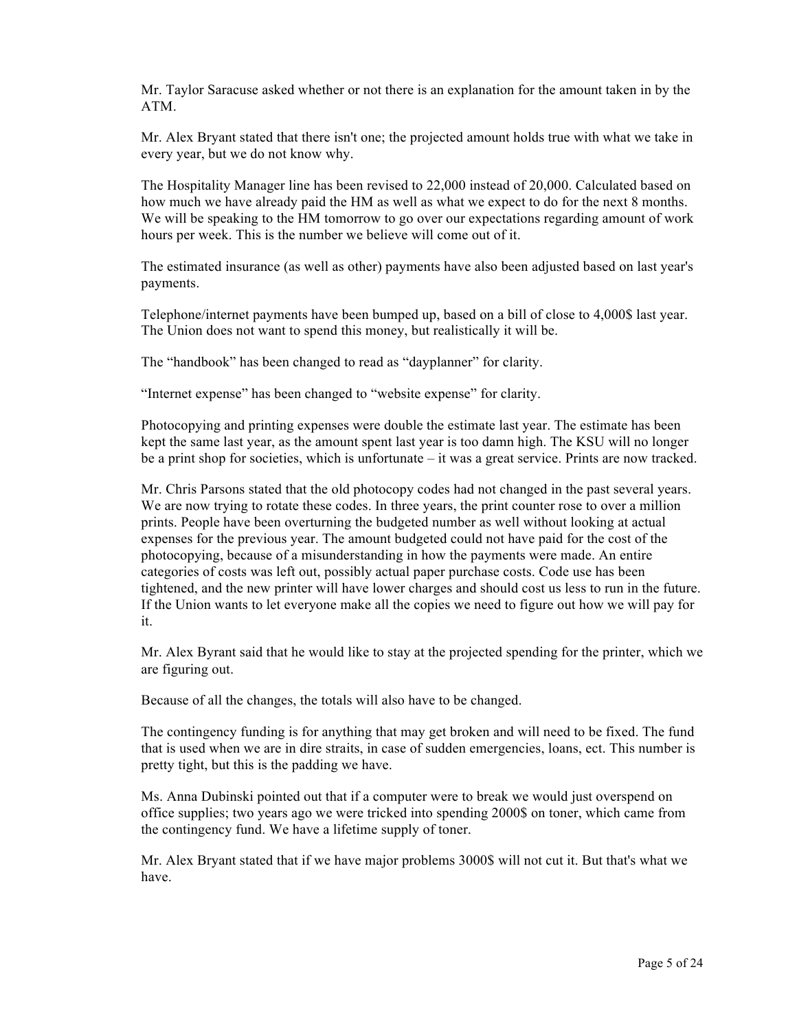Mr. Taylor Saracuse asked whether or not there is an explanation for the amount taken in by the ATM.

Mr. Alex Bryant stated that there isn't one; the projected amount holds true with what we take in every year, but we do not know why.

The Hospitality Manager line has been revised to 22,000 instead of 20,000. Calculated based on how much we have already paid the HM as well as what we expect to do for the next 8 months. We will be speaking to the HM tomorrow to go over our expectations regarding amount of work hours per week. This is the number we believe will come out of it.

The estimated insurance (as well as other) payments have also been adjusted based on last year's payments.

Telephone/internet payments have been bumped up, based on a bill of close to 4,000$ last year. The Union does not want to spend this money, but realistically it will be.

The "handbook" has been changed to read as "dayplanner" for clarity.

"Internet expense" has been changed to "website expense" for clarity.

Photocopying and printing expenses were double the estimate last year. The estimate has been kept the same last year, as the amount spent last year is too damn high. The KSU will no longer be a print shop for societies, which is unfortunate – it was a great service. Prints are now tracked.

Mr. Chris Parsons stated that the old photocopy codes had not changed in the past several years. We are now trying to rotate these codes. In three years, the print counter rose to over a million prints. People have been overturning the budgeted number as well without looking at actual expenses for the previous year. The amount budgeted could not have paid for the cost of the photocopying, because of a misunderstanding in how the payments were made. An entire categories of costs was left out, possibly actual paper purchase costs. Code use has been tightened, and the new printer will have lower charges and should cost us less to run in the future. If the Union wants to let everyone make all the copies we need to figure out how we will pay for it.

Mr. Alex Byrant said that he would like to stay at the projected spending for the printer, which we are figuring out.

Because of all the changes, the totals will also have to be changed.

The contingency funding is for anything that may get broken and will need to be fixed. The fund that is used when we are in dire straits, in case of sudden emergencies, loans, ect. This number is pretty tight, but this is the padding we have.

Ms. Anna Dubinski pointed out that if a computer were to break we would just overspend on office supplies; two years ago we were tricked into spending 2000$ on toner, which came from the contingency fund. We have a lifetime supply of toner.

Mr. Alex Bryant stated that if we have major problems 3000$ will not cut it. But that's what we have.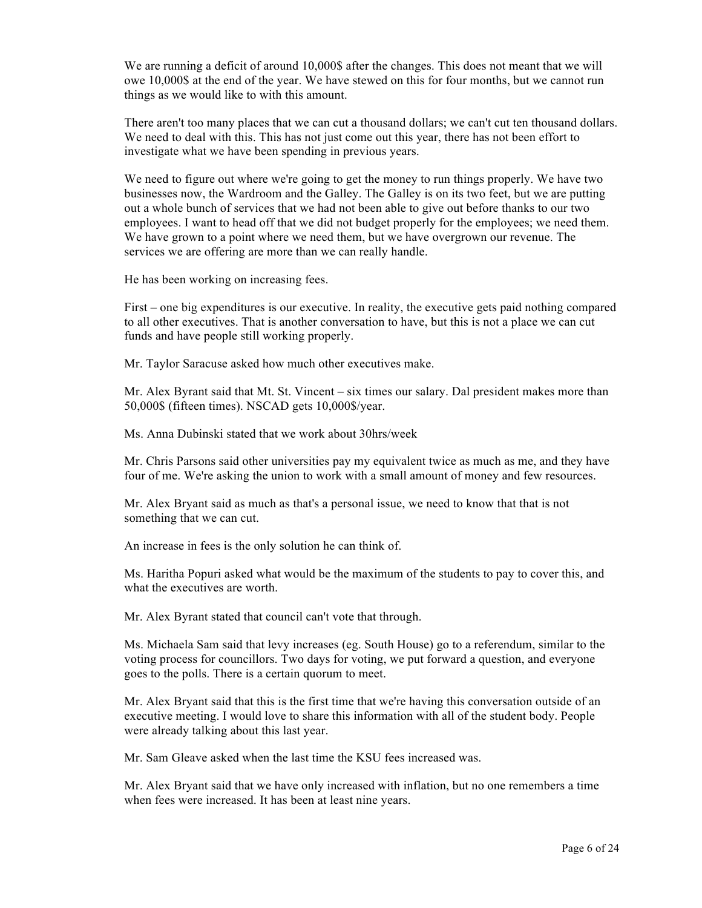We are running a deficit of around 10,000$ after the changes. This does not meant that we will owe 10,000$ at the end of the year. We have stewed on this for four months, but we cannot run things as we would like to with this amount.

There aren't too many places that we can cut a thousand dollars; we can't cut ten thousand dollars. We need to deal with this. This has not just come out this year, there has not been effort to investigate what we have been spending in previous years.

We need to figure out where we're going to get the money to run things properly. We have two businesses now, the Wardroom and the Galley. The Galley is on its two feet, but we are putting out a whole bunch of services that we had not been able to give out before thanks to our two employees. I want to head off that we did not budget properly for the employees; we need them. We have grown to a point where we need them, but we have overgrown our revenue. The services we are offering are more than we can really handle.

He has been working on increasing fees.

First – one big expenditures is our executive. In reality, the executive gets paid nothing compared to all other executives. That is another conversation to have, but this is not a place we can cut funds and have people still working properly.

Mr. Taylor Saracuse asked how much other executives make.

Mr. Alex Byrant said that Mt. St. Vincent – six times our salary. Dal president makes more than 50,000$ (fifteen times). NSCAD gets 10,000$/year.

Ms. Anna Dubinski stated that we work about 30hrs/week

Mr. Chris Parsons said other universities pay my equivalent twice as much as me, and they have four of me. We're asking the union to work with a small amount of money and few resources.

Mr. Alex Bryant said as much as that's a personal issue, we need to know that that is not something that we can cut.

An increase in fees is the only solution he can think of.

Ms. Haritha Popuri asked what would be the maximum of the students to pay to cover this, and what the executives are worth.

Mr. Alex Byrant stated that council can't vote that through.

Ms. Michaela Sam said that levy increases (eg. South House) go to a referendum, similar to the voting process for councillors. Two days for voting, we put forward a question, and everyone goes to the polls. There is a certain quorum to meet.

Mr. Alex Bryant said that this is the first time that we're having this conversation outside of an executive meeting. I would love to share this information with all of the student body. People were already talking about this last year.

Mr. Sam Gleave asked when the last time the KSU fees increased was.

Mr. Alex Bryant said that we have only increased with inflation, but no one remembers a time when fees were increased. It has been at least nine years.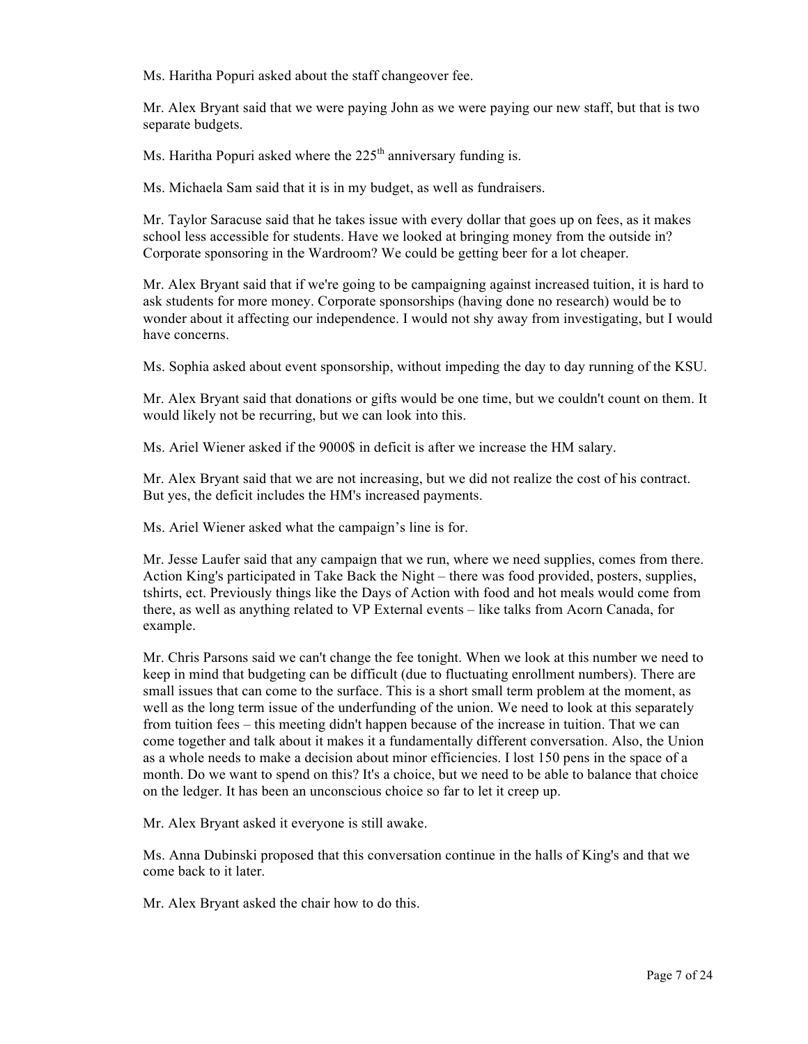Ms. Haritha Popuri asked about the staff changeover fee.

Mr. Alex Bryant said that we were paying John as we were paying our new staff, but that is two separate budgets.

Ms. Haritha Popuri asked where the 225th anniversary funding is.

Ms. Michaela Sam said that it is in my budget, as well as fundraisers.

Mr. Taylor Saracuse said that he takes issue with every dollar that goes up on fees, as it makes school less accessible for students. Have we looked at bringing money from the outside in? Corporate sponsoring in the Wardroom? We could be getting beer for a lot cheaper.

Mr. Alex Bryant said that if we're going to be campaigning against increased tuition, it is hard to ask students for more money. Corporate sponsorships (having done no research) would be to wonder about it affecting our independence. I would not shy away from investigating, but I would have concerns.

Ms. Sophia asked about event sponsorship, without impeding the day to day running of the KSU.

Mr. Alex Bryant said that donations or gifts would be one time, but we couldn't count on them. It would likely not be recurring, but we can look into this.

Ms. Ariel Wiener asked if the 9000$ in deficit is after we increase the HM salary.

Mr. Alex Bryant said that we are not increasing, but we did not realize the cost of his contract. But yes, the deficit includes the HM's increased payments.

Ms. Ariel Wiener asked what the campaign's line is for.

Mr. Jesse Laufer said that any campaign that we run, where we need supplies, comes from there. Action King's participated in Take Back the Night – there was food provided, posters, supplies, tshirts, ect. Previously things like the Days of Action with food and hot meals would come from there, as well as anything related to VP External events – like talks from Acorn Canada, for example.

Mr. Chris Parsons said we can't change the fee tonight. When we look at this number we need to keep in mind that budgeting can be difficult (due to fluctuating enrollment numbers). There are small issues that can come to the surface. This is a short small term problem at the moment, as well as the long term issue of the underfunding of the union. We need to look at this separately from tuition fees – this meeting didn't happen because of the increase in tuition. That we can come together and talk about it makes it a fundamentally different conversation. Also, the Union as a whole needs to make a decision about minor efficiencies. I lost 150 pens in the space of a month. Do we want to spend on this? It's a choice, but we need to be able to balance that choice on the ledger. It has been an unconscious choice so far to let it creep up.

Mr. Alex Bryant asked it everyone is still awake.

Ms. Anna Dubinski proposed that this conversation continue in the halls of King's and that we come back to it later.

Mr. Alex Bryant asked the chair how to do this.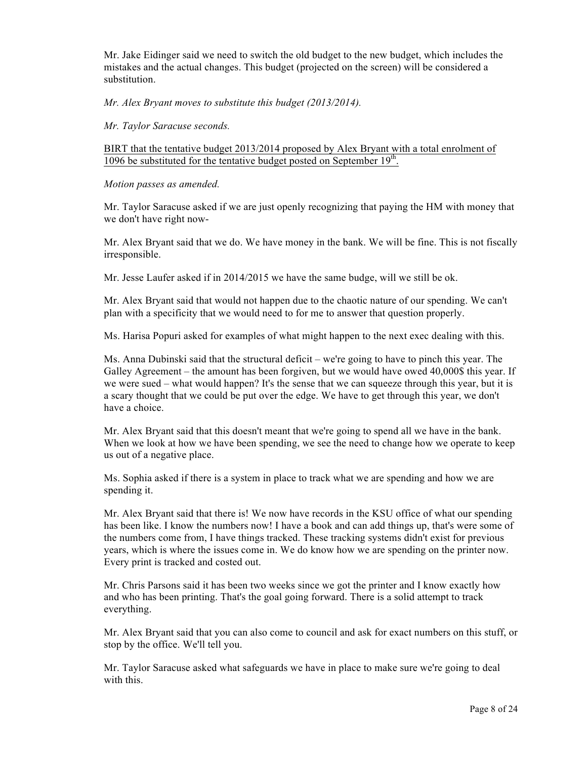Mr. Jake Eidinger said we need to switch the old budget to the new budget, which includes the mistakes and the actual changes. This budget (projected on the screen) will be considered a substitution.

*Mr. Alex Bryant moves to substitute this budget (2013/2014).*

*Mr. Taylor Saracuse seconds.*

<u>BIRT that the tentative budget 2013/2014 proposed by Alex Bryant with a total enrolment of 1096 be substituted for the tentative budget posted on September 19th.</u>

*Motion passes as amended.*

Mr. Taylor Saracuse asked if we are just openly recognizing that paying the HM with money that we don't have right now-

Mr. Alex Bryant said that we do. We have money in the bank. We will be fine. This is not fiscally irresponsible.

Mr. Jesse Laufer asked if in 2014/2015 we have the same budge, will we still be ok.

Mr. Alex Bryant said that would not happen due to the chaotic nature of our spending. We can't plan with a specificity that we would need to for me to answer that question properly.

Ms. Harisa Popuri asked for examples of what might happen to the next exec dealing with this.

Ms. Anna Dubinski said that the structural deficit – we're going to have to pinch this year. The Galley Agreement – the amount has been forgiven, but we would have owed 40,000$ this year. If we were sued – what would happen? It's the sense that we can squeeze through this year, but it is a scary thought that we could be put over the edge. We have to get through this year, we don't have a choice.

Mr. Alex Bryant said that this doesn't meant that we're going to spend all we have in the bank. When we look at how we have been spending, we see the need to change how we operate to keep us out of a negative place.

Ms. Sophia asked if there is a system in place to track what we are spending and how we are spending it.

Mr. Alex Bryant said that there is! We now have records in the KSU office of what our spending has been like. I know the numbers now! I have a book and can add things up, that's were some of the numbers come from, I have things tracked. These tracking systems didn't exist for previous years, which is where the issues come in. We do know how we are spending on the printer now. Every print is tracked and costed out.

Mr. Chris Parsons said it has been two weeks since we got the printer and I know exactly how and who has been printing. That's the goal going forward. There is a solid attempt to track everything.

Mr. Alex Bryant said that you can also come to council and ask for exact numbers on this stuff, or stop by the office. We'll tell you.

Mr. Taylor Saracuse asked what safeguards we have in place to make sure we're going to deal with this.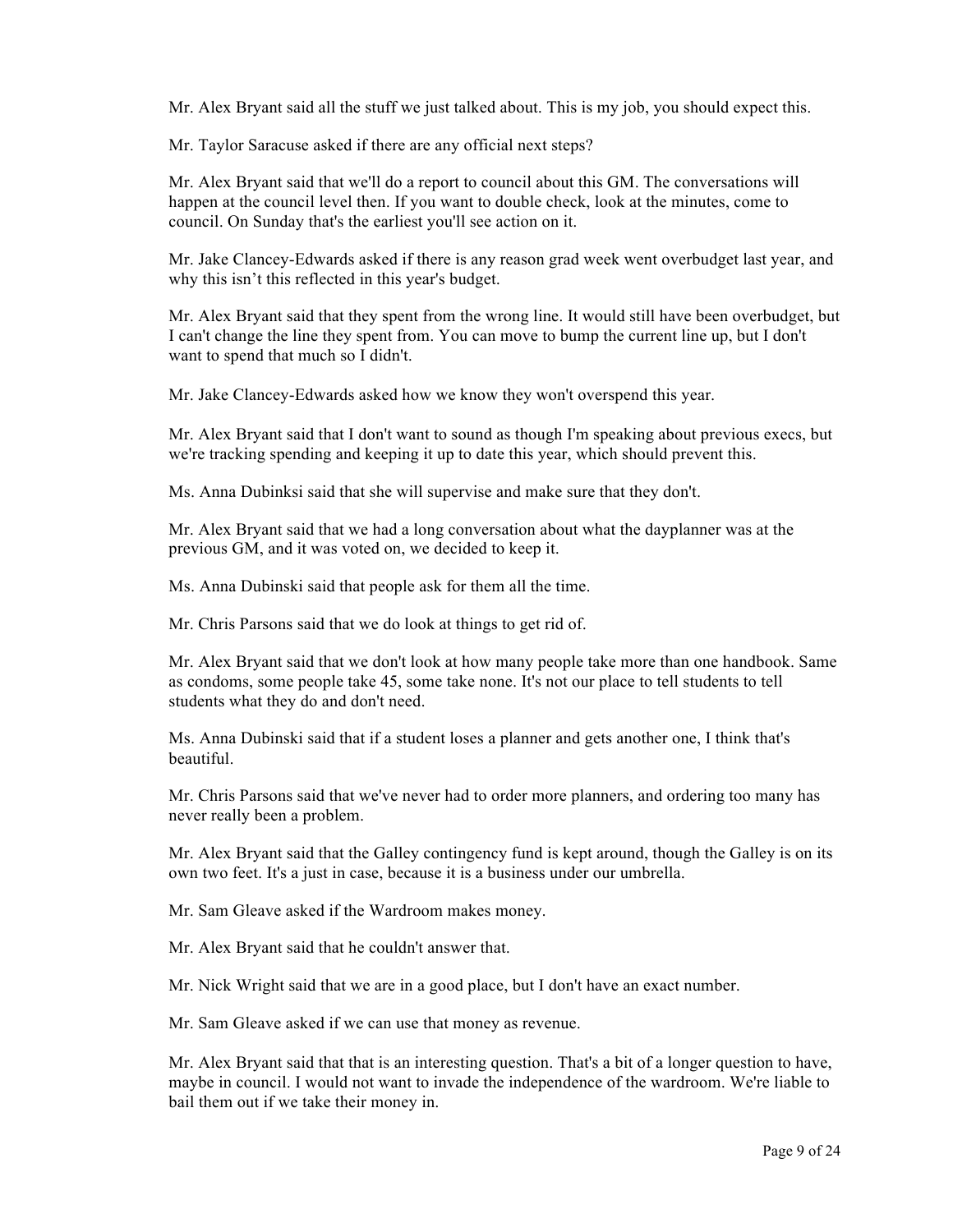Mr. Alex Bryant said all the stuff we just talked about. This is my job, you should expect this.

Mr. Taylor Saracuse asked if there are any official next steps?

Mr. Alex Bryant said that we'll do a report to council about this GM. The conversations will happen at the council level then. If you want to double check, look at the minutes, come to council. On Sunday that's the earliest you'll see action on it.

Mr. Jake Clancey-Edwards asked if there is any reason grad week went overbudget last year, and why this isn't this reflected in this year's budget.

Mr. Alex Bryant said that they spent from the wrong line. It would still have been overbudget, but I can't change the line they spent from. You can move to bump the current line up, but I don't want to spend that much so I didn't.

Mr. Jake Clancey-Edwards asked how we know they won't overspend this year.

Mr. Alex Bryant said that I don't want to sound as though I'm speaking about previous execs, but we're tracking spending and keeping it up to date this year, which should prevent this.

Ms. Anna Dubinksi said that she will supervise and make sure that they don't.

Mr. Alex Bryant said that we had a long conversation about what the dayplanner was at the previous GM, and it was voted on, we decided to keep it.

Ms. Anna Dubinski said that people ask for them all the time.

Mr. Chris Parsons said that we do look at things to get rid of.

Mr. Alex Bryant said that we don't look at how many people take more than one handbook. Same as condoms, some people take 45, some take none. It's not our place to tell students to tell students what they do and don't need.

Ms. Anna Dubinski said that if a student loses a planner and gets another one, I think that's beautiful.

Mr. Chris Parsons said that we've never had to order more planners, and ordering too many has never really been a problem.

Mr. Alex Bryant said that the Galley contingency fund is kept around, though the Galley is on its own two feet. It's a just in case, because it is a business under our umbrella.

Mr. Sam Gleave asked if the Wardroom makes money.

Mr. Alex Bryant said that he couldn't answer that.

Mr. Nick Wright said that we are in a good place, but I don't have an exact number.

Mr. Sam Gleave asked if we can use that money as revenue.

Mr. Alex Bryant said that that is an interesting question. That's a bit of a longer question to have, maybe in council. I would not want to invade the independence of the wardroom. We're liable to bail them out if we take their money in.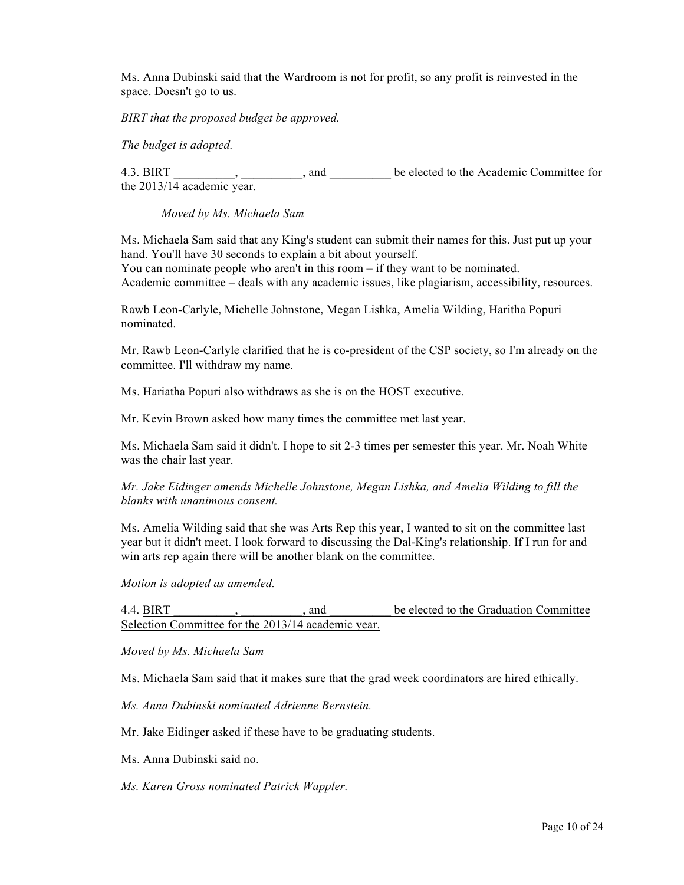Ms. Anna Dubinski said that the Wardroom is not for profit, so any profit is reinvested in the space. Doesn't go to us.

*BIRT that the proposed budget be approved.*

*The budget is adopted.*

4.3. <u>BIRT \_\_\_\_\_\_\_\_\_\_, \_\_\_\_\_\_\_\_\_\_, and \_\_\_\_\_\_\_\_\_\_ be elected to the Academic Committee for the 2013/14 academic year.</u>

*Moved by Ms. Michaela Sam*

Ms. Michaela Sam said that any King's student can submit their names for this. Just put up your hand. You'll have 30 seconds to explain a bit about yourself.
You can nominate people who aren't in this room – if they want to be nominated.
Academic committee – deals with any academic issues, like plagiarism, accessibility, resources.

Rawb Leon-Carlyle, Michelle Johnstone, Megan Lishka, Amelia Wilding, Haritha Popuri nominated.

Mr. Rawb Leon-Carlyle clarified that he is co-president of the CSP society, so I'm already on the committee. I'll withdraw my name.

Ms. Hariatha Popuri also withdraws as she is on the HOST executive.

Mr. Kevin Brown asked how many times the committee met last year.

Ms. Michaela Sam said it didn't. I hope to sit 2-3 times per semester this year. Mr. Noah White was the chair last year.

*Mr. Jake Eidinger amends Michelle Johnstone, Megan Lishka, and Amelia Wilding to fill the blanks with unanimous consent.*

Ms. Amelia Wilding said that she was Arts Rep this year, I wanted to sit on the committee last year but it didn't meet. I look forward to discussing the Dal-King's relationship. If I run for and win arts rep again there will be another blank on the committee.

*Motion is adopted as amended.*

4.4. <u>BIRT \_\_\_\_\_\_\_\_\_\_, \_\_\_\_\_\_\_\_\_\_, and \_\_\_\_\_\_\_\_\_\_ be elected to the Graduation Committee Selection Committee for the 2013/14 academic year.</u>

*Moved by Ms. Michaela Sam*

Ms. Michaela Sam said that it makes sure that the grad week coordinators are hired ethically.

*Ms. Anna Dubinski nominated Adrienne Bernstein.*

Mr. Jake Eidinger asked if these have to be graduating students.

Ms. Anna Dubinski said no.

*Ms. Karen Gross nominated Patrick Wappler.*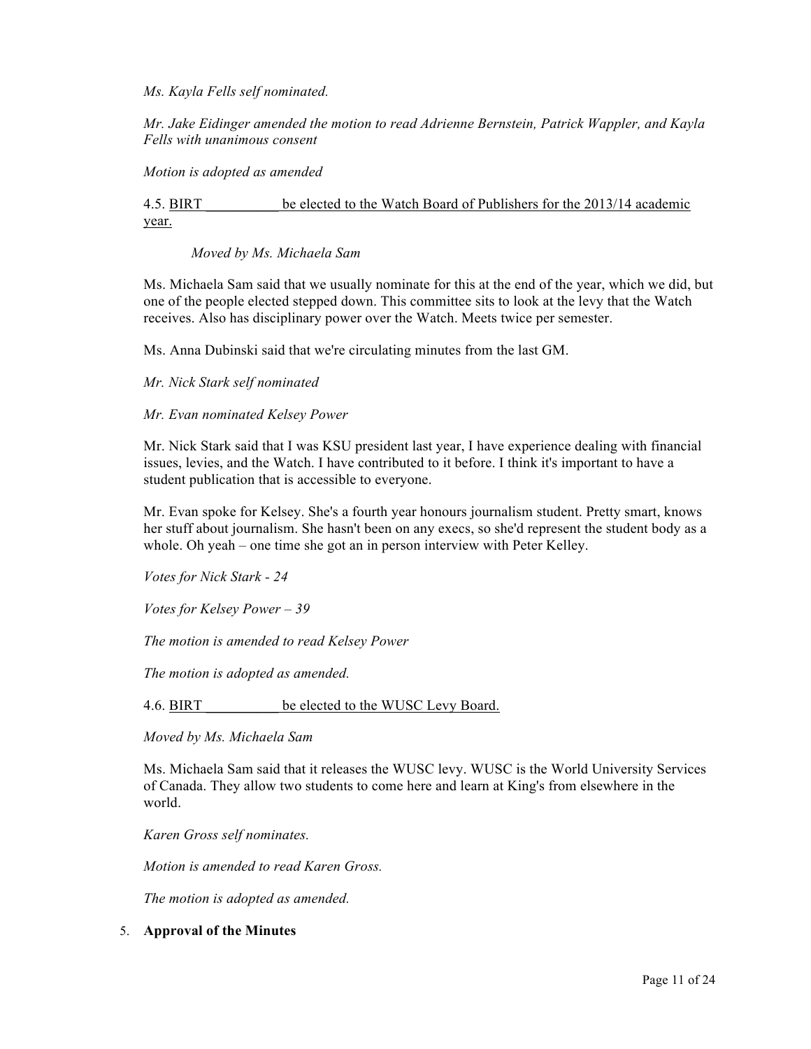*Ms. Kayla Fells self nominated.*

*Mr. Jake Eidinger amended the motion to read Adrienne Bernstein, Patrick Wappler, and Kayla Fells with unanimous consent*

*Motion is adopted as amended*

4.5. <u>BIRT___________ be elected to the Watch Board of Publishers for the 2013/14 academic year.</u>

*Moved by Ms. Michaela Sam*

Ms. Michaela Sam said that we usually nominate for this at the end of the year, which we did, but one of the people elected stepped down. This committee sits to look at the levy that the Watch receives. Also has disciplinary power over the Watch. Meets twice per semester.

Ms. Anna Dubinski said that we're circulating minutes from the last GM.

*Mr. Nick Stark self nominated*

*Mr. Evan nominated Kelsey Power*

Mr. Nick Stark said that I was KSU president last year, I have experience dealing with financial issues, levies, and the Watch. I have contributed to it before. I think it's important to have a student publication that is accessible to everyone.

Mr. Evan spoke for Kelsey. She's a fourth year honours journalism student. Pretty smart, knows her stuff about journalism. She hasn't been on any execs, so she'd represent the student body as a whole. Oh yeah – one time she got an in person interview with Peter Kelley.

*Votes for Nick Stark - 24*

*Votes for Kelsey Power – 39*

*The motion is amended to read Kelsey Power*

*The motion is adopted as amended.*

4.6. <u>BIRT___________ be elected to the WUSC Levy Board.</u>

*Moved by Ms. Michaela Sam*

Ms. Michaela Sam said that it releases the WUSC levy. WUSC is the World University Services of Canada. They allow two students to come here and learn at King's from elsewhere in the world.

*Karen Gross self nominates.*

*Motion is amended to read Karen Gross.*

*The motion is adopted as amended.*

5. **Approval of the Minutes**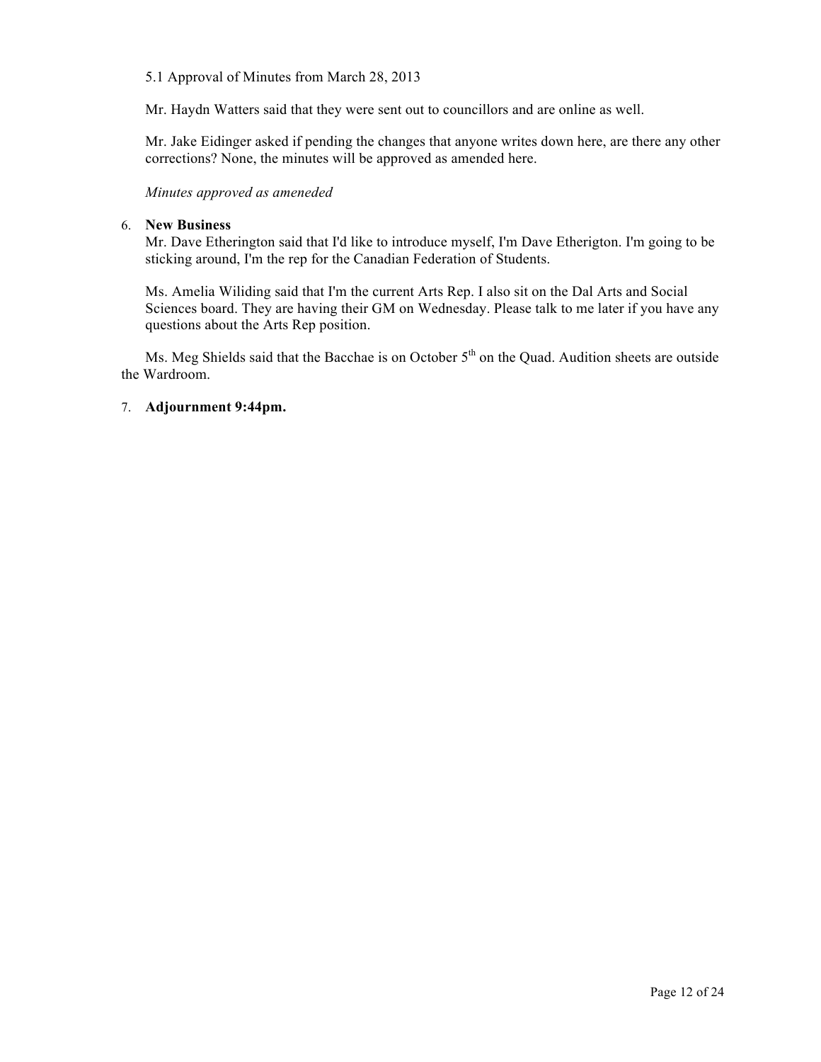5.1 Approval of Minutes from March 28, 2013

Mr. Haydn Watters said that they were sent out to councillors and are online as well.

Mr. Jake Eidinger asked if pending the changes that anyone writes down here, are there any other corrections? None, the minutes will be approved as amended here.

*Minutes approved as ameneded*

6. **New Business**

Mr. Dave Etherington said that I'd like to introduce myself, I'm Dave Etherigton. I'm going to be sticking around, I'm the rep for the Canadian Federation of Students.

Ms. Amelia Wiliding said that I'm the current Arts Rep. I also sit on the Dal Arts and Social Sciences board. They are having their GM on Wednesday. Please talk to me later if you have any questions about the Arts Rep position.

Ms. Meg Shields said that the Bacchae is on October 5th on the Quad. Audition sheets are outside the Wardroom.

7. **Adjournment 9:44pm.**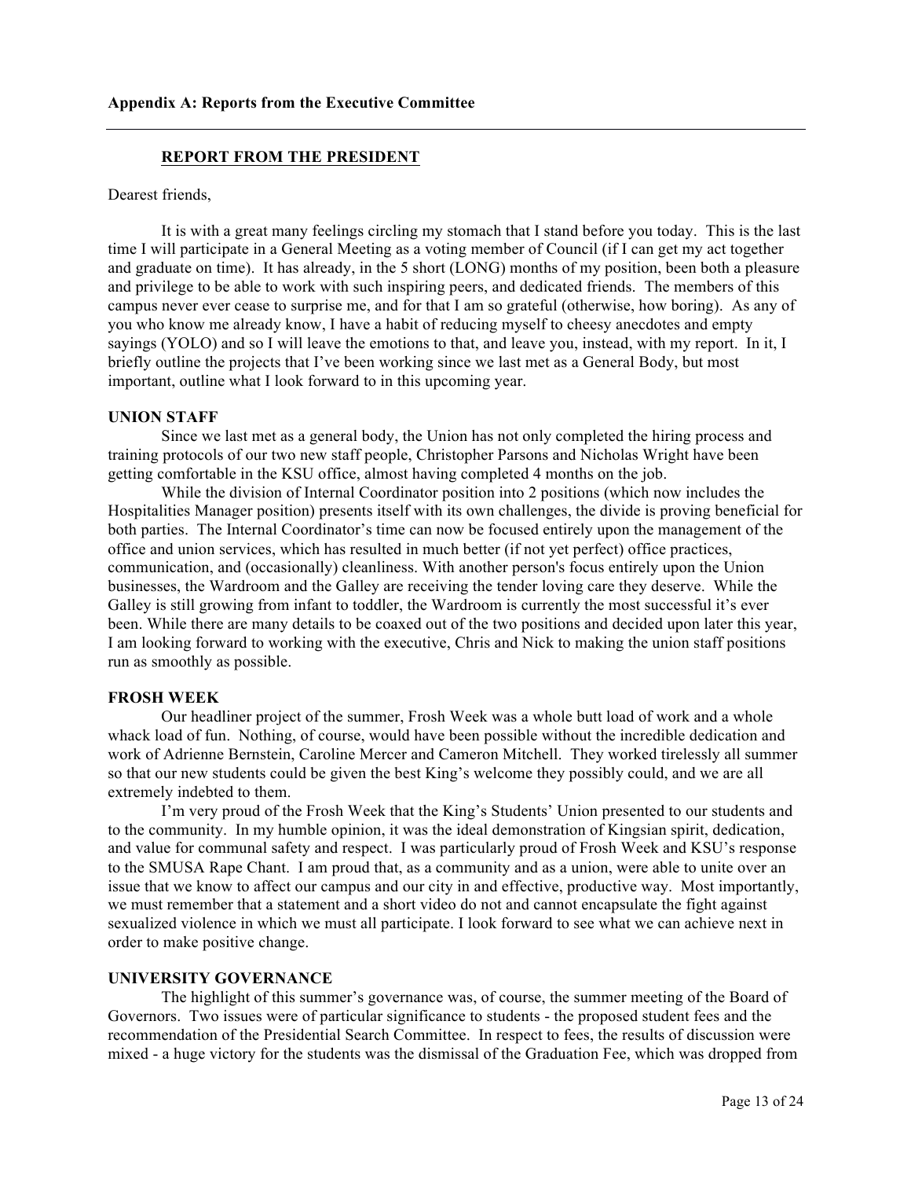**Appendix A: Reports from the Executive Committee**

---

## REPORT FROM THE PRESIDENT

Dearest friends,

It is with a great many feelings circling my stomach that I stand before you today. This is the last time I will participate in a General Meeting as a voting member of Council (if I can get my act together and graduate on time). It has already, in the 5 short (LONG) months of my position, been both a pleasure and privilege to be able to work with such inspiring peers, and dedicated friends. The members of this campus never ever cease to surprise me, and for that I am so grateful (otherwise, how boring). As any of you who know me already know, I have a habit of reducing myself to cheesy anecdotes and empty sayings (YOLO) and so I will leave the emotions to that, and leave you, instead, with my report. In it, I briefly outline the projects that I've been working since we last met as a General Body, but most important, outline what I look forward to in this upcoming year.

### UNION STAFF

Since we last met as a general body, the Union has not only completed the hiring process and training protocols of our two new staff people, Christopher Parsons and Nicholas Wright have been getting comfortable in the KSU office, almost having completed 4 months on the job.

While the division of Internal Coordinator position into 2 positions (which now includes the Hospitalities Manager position) presents itself with its own challenges, the divide is proving beneficial for both parties. The Internal Coordinator's time can now be focused entirely upon the management of the office and union services, which has resulted in much better (if not yet perfect) office practices, communication, and (occasionally) cleanliness. With another person's focus entirely upon the Union businesses, the Wardroom and the Galley are receiving the tender loving care they deserve. While the Galley is still growing from infant to toddler, the Wardroom is currently the most successful it's ever been. While there are many details to be coaxed out of the two positions and decided upon later this year, I am looking forward to working with the executive, Chris and Nick to making the union staff positions run as smoothly as possible.

### FROSH WEEK

Our headliner project of the summer, Frosh Week was a whole butt load of work and a whole whack load of fun. Nothing, of course, would have been possible without the incredible dedication and work of Adrienne Bernstein, Caroline Mercer and Cameron Mitchell. They worked tirelessly all summer so that our new students could be given the best King's welcome they possibly could, and we are all extremely indebted to them.

I'm very proud of the Frosh Week that the King's Students' Union presented to our students and to the community. In my humble opinion, it was the ideal demonstration of Kingsian spirit, dedication, and value for communal safety and respect. I was particularly proud of Frosh Week and KSU's response to the SMUSA Rape Chant. I am proud that, as a community and as a union, were able to unite over an issue that we know to affect our campus and our city in and effective, productive way. Most importantly, we must remember that a statement and a short video do not and cannot encapsulate the fight against sexualized violence in which we must all participate. I look forward to see what we can achieve next in order to make positive change.

### UNIVERSITY GOVERNANCE

The highlight of this summer's governance was, of course, the summer meeting of the Board of Governors. Two issues were of particular significance to students - the proposed student fees and the recommendation of the Presidential Search Committee. In respect to fees, the results of discussion were mixed - a huge victory for the students was the dismissal of the Graduation Fee, which was dropped from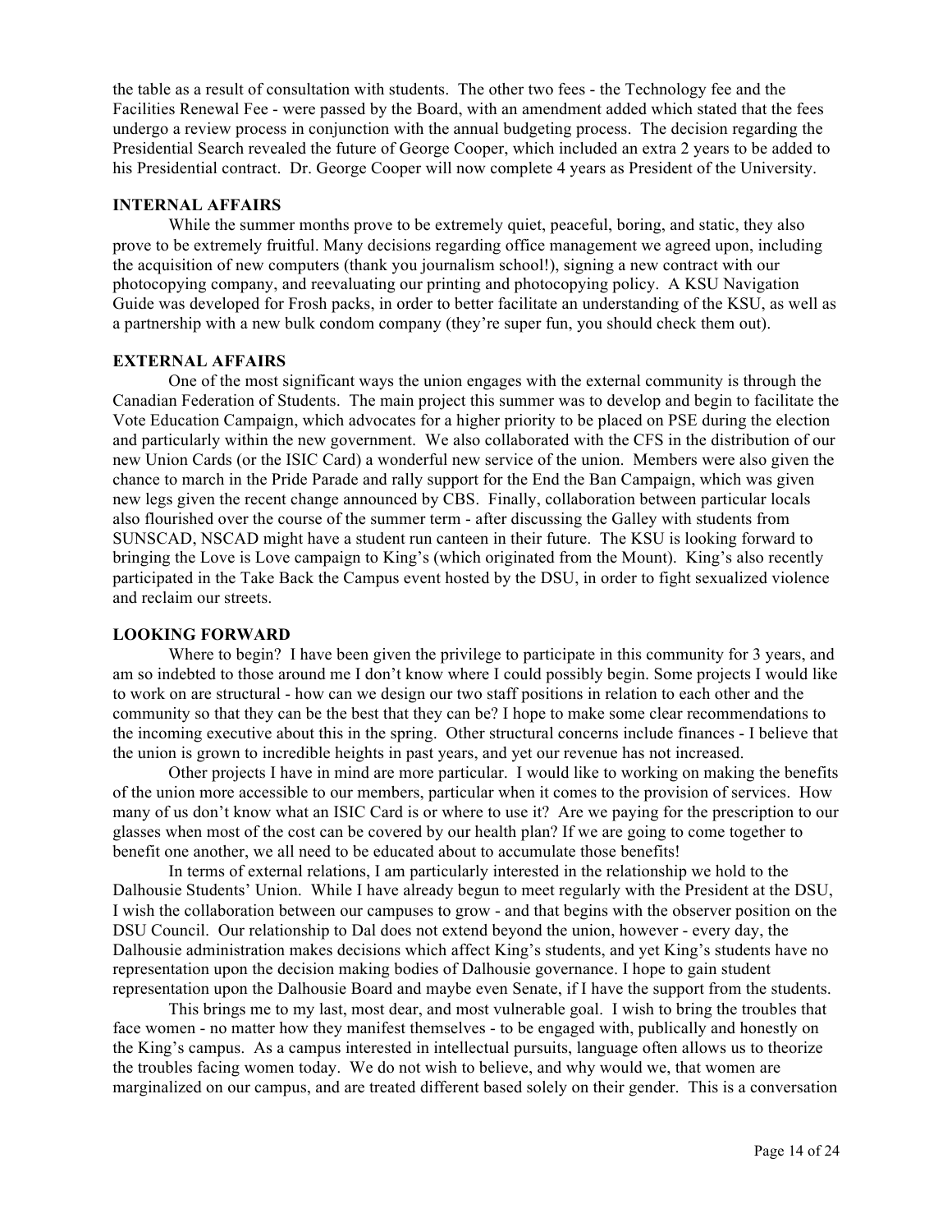the table as a result of consultation with students. The other two fees - the Technology fee and the Facilities Renewal Fee - were passed by the Board, with an amendment added which stated that the fees undergo a review process in conjunction with the annual budgeting process. The decision regarding the Presidential Search revealed the future of George Cooper, which included an extra 2 years to be added to his Presidential contract. Dr. George Cooper will now complete 4 years as President of the University.

**INTERNAL AFFAIRS**

While the summer months prove to be extremely quiet, peaceful, boring, and static, they also prove to be extremely fruitful. Many decisions regarding office management we agreed upon, including the acquisition of new computers (thank you journalism school!), signing a new contract with our photocopying company, and reevaluating our printing and photocopying policy. A KSU Navigation Guide was developed for Frosh packs, in order to better facilitate an understanding of the KSU, as well as a partnership with a new bulk condom company (they're super fun, you should check them out).

**EXTERNAL AFFAIRS**

One of the most significant ways the union engages with the external community is through the Canadian Federation of Students. The main project this summer was to develop and begin to facilitate the Vote Education Campaign, which advocates for a higher priority to be placed on PSE during the election and particularly within the new government. We also collaborated with the CFS in the distribution of our new Union Cards (or the ISIC Card) a wonderful new service of the union. Members were also given the chance to march in the Pride Parade and rally support for the End the Ban Campaign, which was given new legs given the recent change announced by CBS. Finally, collaboration between particular locals also flourished over the course of the summer term - after discussing the Galley with students from SUNSCAD, NSCAD might have a student run canteen in their future. The KSU is looking forward to bringing the Love is Love campaign to King's (which originated from the Mount). King's also recently participated in the Take Back the Campus event hosted by the DSU, in order to fight sexualized violence and reclaim our streets.

**LOOKING FORWARD**

Where to begin? I have been given the privilege to participate in this community for 3 years, and am so indebted to those around me I don't know where I could possibly begin. Some projects I would like to work on are structural - how can we design our two staff positions in relation to each other and the community so that they can be the best that they can be? I hope to make some clear recommendations to the incoming executive about this in the spring. Other structural concerns include finances - I believe that the union is grown to incredible heights in past years, and yet our revenue has not increased.

Other projects I have in mind are more particular. I would like to working on making the benefits of the union more accessible to our members, particular when it comes to the provision of services. How many of us don't know what an ISIC Card is or where to use it? Are we paying for the prescription to our glasses when most of the cost can be covered by our health plan? If we are going to come together to benefit one another, we all need to be educated about to accumulate those benefits!

In terms of external relations, I am particularly interested in the relationship we hold to the Dalhousie Students' Union. While I have already begun to meet regularly with the President at the DSU, I wish the collaboration between our campuses to grow - and that begins with the observer position on the DSU Council. Our relationship to Dal does not extend beyond the union, however - every day, the Dalhousie administration makes decisions which affect King's students, and yet King's students have no representation upon the decision making bodies of Dalhousie governance. I hope to gain student representation upon the Dalhousie Board and maybe even Senate, if I have the support from the students.

This brings me to my last, most dear, and most vulnerable goal. I wish to bring the troubles that face women - no matter how they manifest themselves - to be engaged with, publically and honestly on the King's campus. As a campus interested in intellectual pursuits, language often allows us to theorize the troubles facing women today. We do not wish to believe, and why would we, that women are marginalized on our campus, and are treated different based solely on their gender. This is a conversation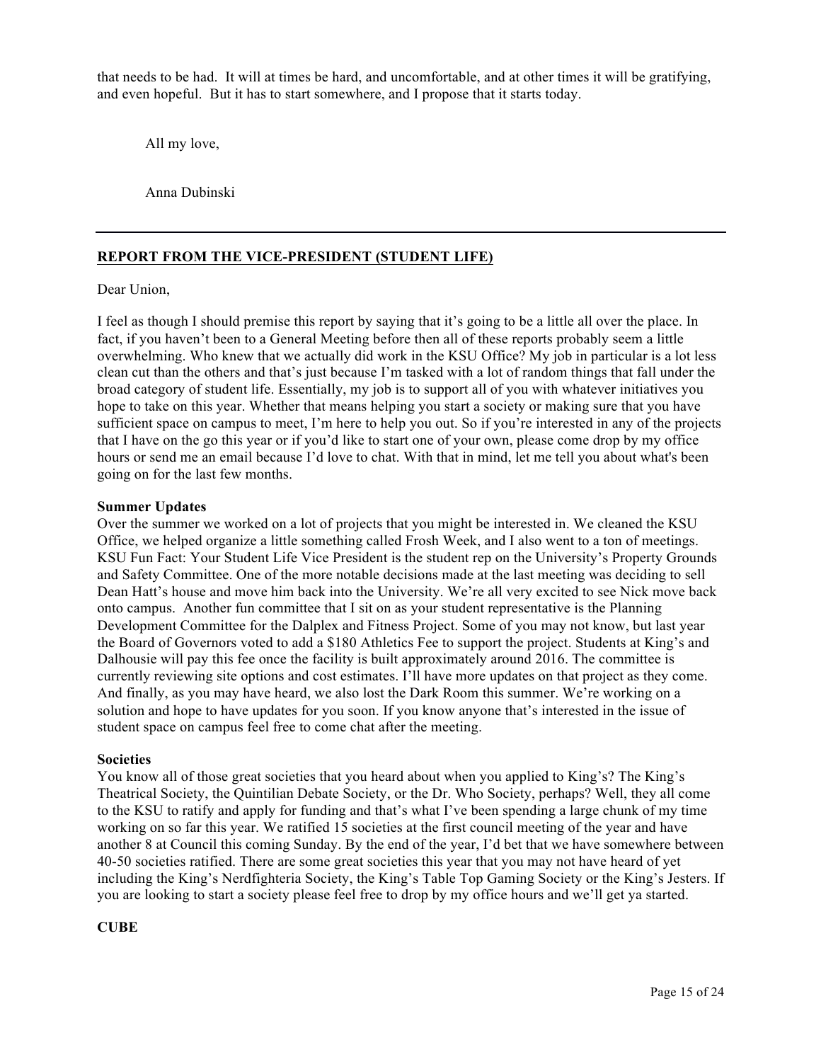that needs to be had. It will at times be hard, and uncomfortable, and at other times it will be gratifying, and even hopeful. But it has to start somewhere, and I propose that it starts today.

All my love,

Anna Dubinski

---

## REPORT FROM THE VICE-PRESIDENT (STUDENT LIFE)

Dear Union,

I feel as though I should premise this report by saying that it's going to be a little all over the place. In fact, if you haven't been to a General Meeting before then all of these reports probably seem a little overwhelming. Who knew that we actually did work in the KSU Office? My job in particular is a lot less clean cut than the others and that's just because I'm tasked with a lot of random things that fall under the broad category of student life. Essentially, my job is to support all of you with whatever initiatives you hope to take on this year. Whether that means helping you start a society or making sure that you have sufficient space on campus to meet, I'm here to help you out. So if you're interested in any of the projects that I have on the go this year or if you'd like to start one of your own, please come drop by my office hours or send me an email because I'd love to chat. With that in mind, let me tell you about what's been going on for the last few months.

**Summer Updates**

Over the summer we worked on a lot of projects that you might be interested in. We cleaned the KSU Office, we helped organize a little something called Frosh Week, and I also went to a ton of meetings. KSU Fun Fact: Your Student Life Vice President is the student rep on the University's Property Grounds and Safety Committee. One of the more notable decisions made at the last meeting was deciding to sell Dean Hatt's house and move him back into the University. We're all very excited to see Nick move back onto campus. Another fun committee that I sit on as your student representative is the Planning Development Committee for the Dalplex and Fitness Project. Some of you may not know, but last year the Board of Governors voted to add a $180 Athletics Fee to support the project. Students at King's and Dalhousie will pay this fee once the facility is built approximately around 2016. The committee is currently reviewing site options and cost estimates. I'll have more updates on that project as they come. And finally, as you may have heard, we also lost the Dark Room this summer. We're working on a solution and hope to have updates for you soon. If you know anyone that's interested in the issue of student space on campus feel free to come chat after the meeting.

**Societies**

You know all of those great societies that you heard about when you applied to King's? The King's Theatrical Society, the Quintilian Debate Society, or the Dr. Who Society, perhaps? Well, they all come to the KSU to ratify and apply for funding and that's what I've been spending a large chunk of my time working on so far this year. We ratified 15 societies at the first council meeting of the year and have another 8 at Council this coming Sunday. By the end of the year, I'd bet that we have somewhere between 40-50 societies ratified. There are some great societies this year that you may not have heard of yet including the King's Nerdfighteria Society, the King's Table Top Gaming Society or the King's Jesters. If you are looking to start a society please feel free to drop by my office hours and we'll get ya started.

**CUBE**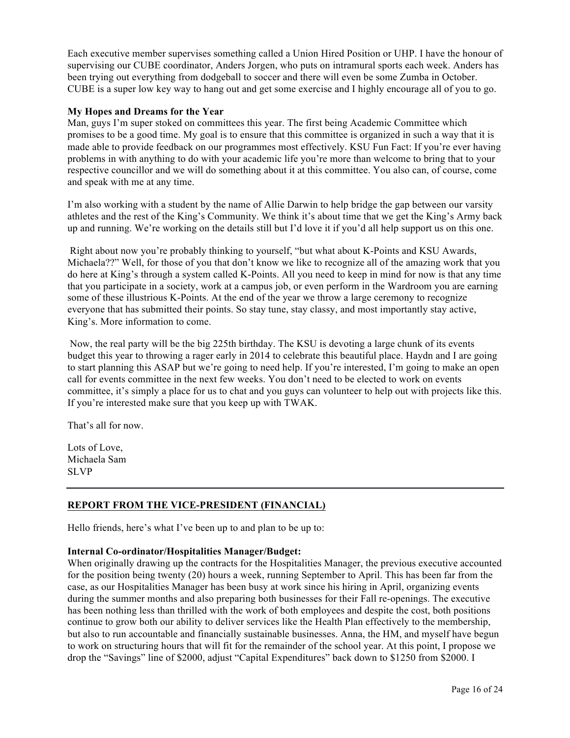Each executive member supervises something called a Union Hired Position or UHP. I have the honour of supervising our CUBE coordinator, Anders Jorgen, who puts on intramural sports each week. Anders has been trying out everything from dodgeball to soccer and there will even be some Zumba in October. CUBE is a super low key way to hang out and get some exercise and I highly encourage all of you to go.

**My Hopes and Dreams for the Year**

Man, guys I'm super stoked on committees this year. The first being Academic Committee which promises to be a good time. My goal is to ensure that this committee is organized in such a way that it is made able to provide feedback on our programmes most effectively. KSU Fun Fact: If you're ever having problems in with anything to do with your academic life you're more than welcome to bring that to your respective councillor and we will do something about it at this committee. You also can, of course, come and speak with me at any time.

I'm also working with a student by the name of Allie Darwin to help bridge the gap between our varsity athletes and the rest of the King's Community. We think it's about time that we get the King's Army back up and running. We're working on the details still but I'd love it if you'd all help support us on this one.

Right about now you're probably thinking to yourself, "but what about K-Points and KSU Awards, Michaela??" Well, for those of you that don't know we like to recognize all of the amazing work that you do here at King's through a system called K-Points. All you need to keep in mind for now is that any time that you participate in a society, work at a campus job, or even perform in the Wardroom you are earning some of these illustrious K-Points. At the end of the year we throw a large ceremony to recognize everyone that has submitted their points. So stay tune, stay classy, and most importantly stay active, King's. More information to come.

Now, the real party will be the big 225th birthday. The KSU is devoting a large chunk of its events budget this year to throwing a rager early in 2014 to celebrate this beautiful place. Haydn and I are going to start planning this ASAP but we're going to need help. If you're interested, I'm going to make an open call for events committee in the next few weeks. You don't need to be elected to work on events committee, it's simply a place for us to chat and you guys can volunteer to help out with projects like this. If you're interested make sure that you keep up with TWAK.

That's all for now.

Lots of Love,
Michaela Sam
SLVP

---

## REPORT FROM THE VICE-PRESIDENT (FINANCIAL)

Hello friends, here's what I've been up to and plan to be up to:

**Internal Co-ordinator/Hospitalities Manager/Budget:**

When originally drawing up the contracts for the Hospitalities Manager, the previous executive accounted for the position being twenty (20) hours a week, running September to April. This has been far from the case, as our Hospitalities Manager has been busy at work since his hiring in April, organizing events during the summer months and also preparing both businesses for their Fall re-openings. The executive has been nothing less than thrilled with the work of both employees and despite the cost, both positions continue to grow both our ability to deliver services like the Health Plan effectively to the membership, but also to run accountable and financially sustainable businesses. Anna, the HM, and myself have begun to work on structuring hours that will fit for the remainder of the school year. At this point, I propose we drop the "Savings" line of $2000, adjust "Capital Expenditures" back down to $1250 from $2000. I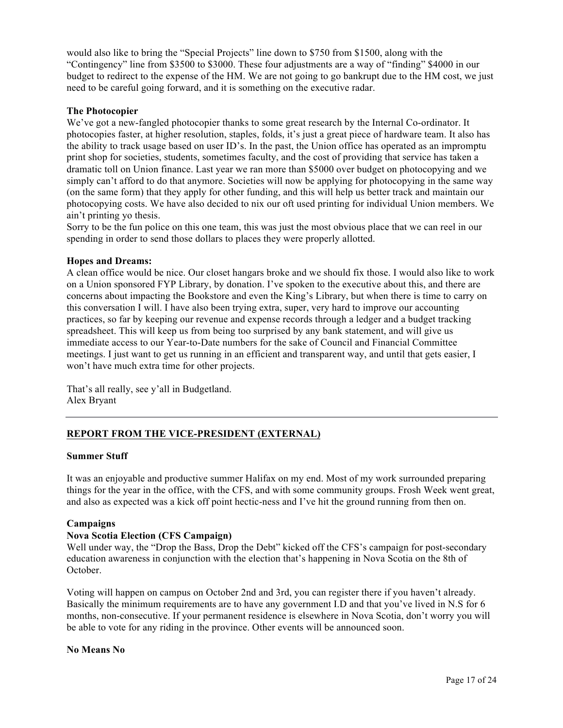would also like to bring the "Special Projects" line down to $750 from $1500, along with the "Contingency" line from $3500 to $3000. These four adjustments are a way of "finding" $4000 in our budget to redirect to the expense of the HM. We are not going to go bankrupt due to the HM cost, we just need to be careful going forward, and it is something on the executive radar.

**The Photocopier**

We've got a new-fangled photocopier thanks to some great research by the Internal Co-ordinator. It photocopies faster, at higher resolution, staples, folds, it's just a great piece of hardware team. It also has the ability to track usage based on user ID's. In the past, the Union office has operated as an impromptu print shop for societies, students, sometimes faculty, and the cost of providing that service has taken a dramatic toll on Union finance. Last year we ran more than $5000 over budget on photocopying and we simply can't afford to do that anymore. Societies will now be applying for photocopying in the same way (on the same form) that they apply for other funding, and this will help us better track and maintain our photocopying costs. We have also decided to nix our oft used printing for individual Union members. We ain't printing yo thesis.

Sorry to be the fun police on this one team, this was just the most obvious place that we can reel in our spending in order to send those dollars to places they were properly allotted.

**Hopes and Dreams:**

A clean office would be nice. Our closet hangars broke and we should fix those. I would also like to work on a Union sponsored FYP Library, by donation. I've spoken to the executive about this, and there are concerns about impacting the Bookstore and even the King's Library, but when there is time to carry on this conversation I will. I have also been trying extra, super, very hard to improve our accounting practices, so far by keeping our revenue and expense records through a ledger and a budget tracking spreadsheet. This will keep us from being too surprised by any bank statement, and will give us immediate access to our Year-to-Date numbers for the sake of Council and Financial Committee meetings. I just want to get us running in an efficient and transparent way, and until that gets easier, I won't have much extra time for other projects.

That's all really, see y'all in Budgetland.
Alex Bryant

---

## REPORT FROM THE VICE-PRESIDENT (EXTERNAL)

**Summer Stuff**

It was an enjoyable and productive summer Halifax on my end. Most of my work surrounded preparing things for the year in the office, with the CFS, and with some community groups. Frosh Week went great, and also as expected was a kick off point hectic-ness and I've hit the ground running from then on.

**Campaigns**

**Nova Scotia Election (CFS Campaign)**

Well under way, the "Drop the Bass, Drop the Debt" kicked off the CFS's campaign for post-secondary education awareness in conjunction with the election that's happening in Nova Scotia on the 8th of October.

Voting will happen on campus on October 2nd and 3rd, you can register there if you haven't already. Basically the minimum requirements are to have any government I.D and that you've lived in N.S for 6 months, non-consecutive. If your permanent residence is elsewhere in Nova Scotia, don't worry you will be able to vote for any riding in the province. Other events will be announced soon.

**No Means No**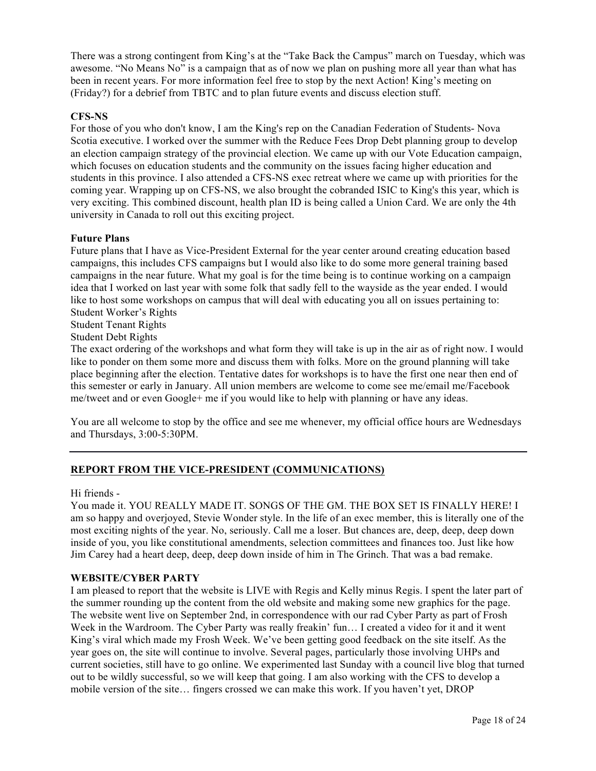There was a strong contingent from King's at the "Take Back the Campus" march on Tuesday, which was awesome. "No Means No" is a campaign that as of now we plan on pushing more all year than what has been in recent years. For more information feel free to stop by the next Action! King's meeting on (Friday?) for a debrief from TBTC and to plan future events and discuss election stuff.

**CFS-NS**

For those of you who don't know, I am the King's rep on the Canadian Federation of Students- Nova Scotia executive. I worked over the summer with the Reduce Fees Drop Debt planning group to develop an election campaign strategy of the provincial election. We came up with our Vote Education campaign, which focuses on education students and the community on the issues facing higher education and students in this province. I also attended a CFS-NS exec retreat where we came up with priorities for the coming year. Wrapping up on CFS-NS, we also brought the cobranded ISIC to King's this year, which is very exciting. This combined discount, health plan ID is being called a Union Card. We are only the 4th university in Canada to roll out this exciting project.

**Future Plans**

Future plans that I have as Vice-President External for the year center around creating education based campaigns, this includes CFS campaigns but I would also like to do some more general training based campaigns in the near future. What my goal is for the time being is to continue working on a campaign idea that I worked on last year with some folk that sadly fell to the wayside as the year ended. I would like to host some workshops on campus that will deal with educating you all on issues pertaining to:

Student Worker's Rights

Student Tenant Rights

Student Debt Rights

The exact ordering of the workshops and what form they will take is up in the air as of right now. I would like to ponder on them some more and discuss them with folks. More on the ground planning will take place beginning after the election. Tentative dates for workshops is to have the first one near then end of this semester or early in January. All union members are welcome to come see me/email me/Facebook me/tweet and or even Google+ me if you would like to help with planning or have any ideas.

You are all welcome to stop by the office and see me whenever, my official office hours are Wednesdays and Thursdays, 3:00-5:30PM.

---

## REPORT FROM THE VICE-PRESIDENT (COMMUNICATIONS)

Hi friends -

You made it. YOU REALLY MADE IT. SONGS OF THE GM. THE BOX SET IS FINALLY HERE! I am so happy and overjoyed, Stevie Wonder style. In the life of an exec member, this is literally one of the most exciting nights of the year. No, seriously. Call me a loser. But chances are, deep, deep, deep down inside of you, you like constitutional amendments, selection committees and finances too. Just like how Jim Carey had a heart deep, deep, deep down inside of him in The Grinch. That was a bad remake.

**WEBSITE/CYBER PARTY**

I am pleased to report that the website is LIVE with Regis and Kelly minus Regis. I spent the later part of the summer rounding up the content from the old website and making some new graphics for the page. The website went live on September 2nd, in correspondence with our rad Cyber Party as part of Frosh Week in the Wardroom. The Cyber Party was really freakin' fun… I created a video for it and it went King's viral which made my Frosh Week. We've been getting good feedback on the site itself. As the year goes on, the site will continue to involve. Several pages, particularly those involving UHPs and current societies, still have to go online. We experimented last Sunday with a council live blog that turned out to be wildly successful, so we will keep that going. I am also working with the CFS to develop a mobile version of the site… fingers crossed we can make this work. If you haven't yet, DROP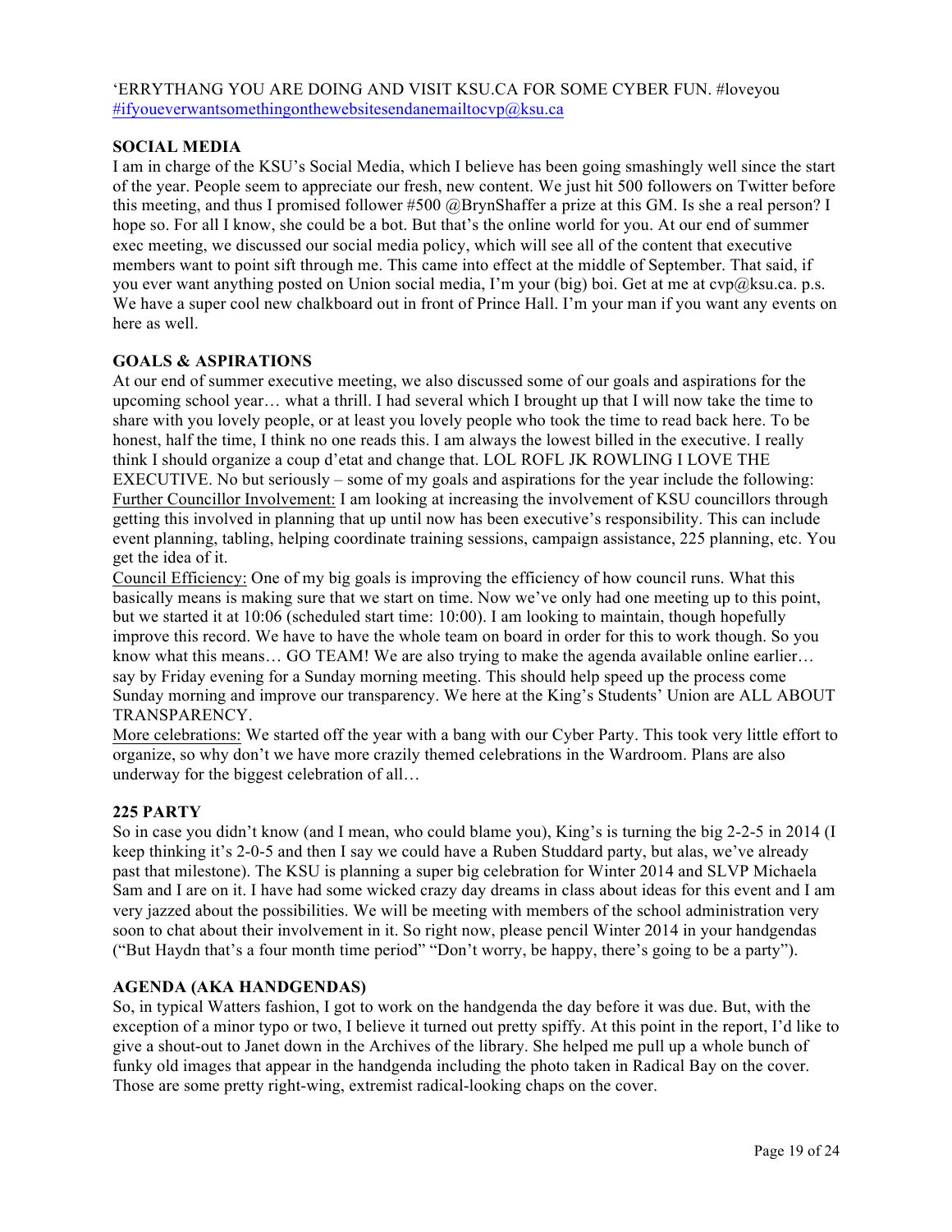'ERRYTHANG YOU ARE DOING AND VISIT KSU.CA FOR SOME CYBER FUN. #loveyou #ifyoueverwantsomethingonthewebsitesendanemailtocvp@ksu.ca

**SOCIAL MEDIA**

I am in charge of the KSU's Social Media, which I believe has been going smashingly well since the start of the year. People seem to appreciate our fresh, new content. We just hit 500 followers on Twitter before this meeting, and thus I promised follower #500 @BrynShaffer a prize at this GM. Is she a real person? I hope so. For all I know, she could be a bot. But that's the online world for you. At our end of summer exec meeting, we discussed our social media policy, which will see all of the content that executive members want to point sift through me. This came into effect at the middle of September. That said, if you ever want anything posted on Union social media, I'm your (big) boi. Get at me at cvp@ksu.ca. p.s. We have a super cool new chalkboard out in front of Prince Hall. I'm your man if you want any events on here as well.

**GOALS & ASPIRATIONS**

At our end of summer executive meeting, we also discussed some of our goals and aspirations for the upcoming school year… what a thrill. I had several which I brought up that I will now take the time to share with you lovely people, or at least you lovely people who took the time to read back here. To be honest, half the time, I think no one reads this. I am always the lowest billed in the executive. I really think I should organize a coup d'etat and change that. LOL ROFL JK ROWLING I LOVE THE EXECUTIVE. No but seriously – some of my goals and aspirations for the year include the following:

<u>Further Councillor Involvement:</u> I am looking at increasing the involvement of KSU councillors through getting this involved in planning that up until now has been executive's responsibility. This can include event planning, tabling, helping coordinate training sessions, campaign assistance, 225 planning, etc. You get the idea of it.

<u>Council Efficiency:</u> One of my big goals is improving the efficiency of how council runs. What this basically means is making sure that we start on time. Now we've only had one meeting up to this point, but we started it at 10:06 (scheduled start time: 10:00). I am looking to maintain, though hopefully improve this record. We have to have the whole team on board in order for this to work though. So you know what this means… GO TEAM! We are also trying to make the agenda available online earlier… say by Friday evening for a Sunday morning meeting. This should help speed up the process come Sunday morning and improve our transparency. We here at the King's Students' Union are ALL ABOUT TRANSPARENCY.

<u>More celebrations:</u> We started off the year with a bang with our Cyber Party. This took very little effort to organize, so why don't we have more crazily themed celebrations in the Wardroom. Plans are also underway for the biggest celebration of all…

**225 PARTY**

So in case you didn't know (and I mean, who could blame you), King's is turning the big 2-2-5 in 2014 (I keep thinking it's 2-0-5 and then I say we could have a Ruben Studdard party, but alas, we've already past that milestone). The KSU is planning a super big celebration for Winter 2014 and SLVP Michaela Sam and I are on it. I have had some wicked crazy day dreams in class about ideas for this event and I am very jazzed about the possibilities. We will be meeting with members of the school administration very soon to chat about their involvement in it. So right now, please pencil Winter 2014 in your handgendas ("But Haydn that's a four month time period" "Don't worry, be happy, there's going to be a party").

**AGENDA (AKA HANDGENDAS)**

So, in typical Watters fashion, I got to work on the handgenda the day before it was due. But, with the exception of a minor typo or two, I believe it turned out pretty spiffy. At this point in the report, I'd like to give a shout-out to Janet down in the Archives of the library. She helped me pull up a whole bunch of funky old images that appear in the handgenda including the photo taken in Radical Bay on the cover. Those are some pretty right-wing, extremist radical-looking chaps on the cover.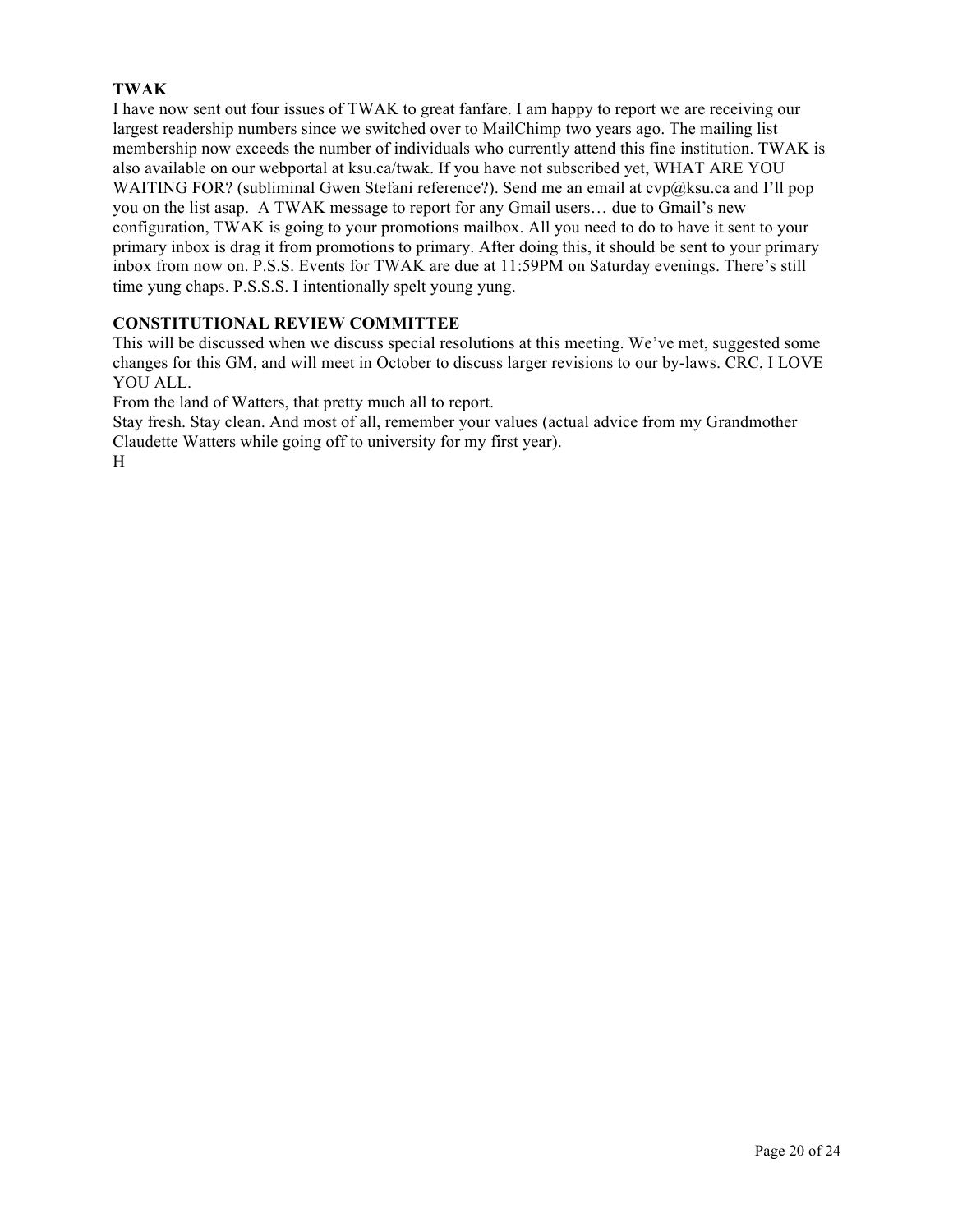**TWAK**

I have now sent out four issues of TWAK to great fanfare. I am happy to report we are receiving our largest readership numbers since we switched over to MailChimp two years ago. The mailing list membership now exceeds the number of individuals who currently attend this fine institution. TWAK is also available on our webportal at ksu.ca/twak. If you have not subscribed yet, WHAT ARE YOU WAITING FOR? (subliminal Gwen Stefani reference?). Send me an email at cvp@ksu.ca and I'll pop you on the list asap.  A TWAK message to report for any Gmail users… due to Gmail's new configuration, TWAK is going to your promotions mailbox. All you need to do to have it sent to your primary inbox is drag it from promotions to primary. After doing this, it should be sent to your primary inbox from now on. P.S.S. Events for TWAK are due at 11:59PM on Saturday evenings. There's still time yung chaps. P.S.S.S. I intentionally spelt young yung.

**CONSTITUTIONAL REVIEW COMMITTEE**

This will be discussed when we discuss special resolutions at this meeting. We've met, suggested some changes for this GM, and will meet in October to discuss larger revisions to our by-laws. CRC, I LOVE YOU ALL.

From the land of Watters, that pretty much all to report.

Stay fresh. Stay clean. And most of all, remember your values (actual advice from my Grandmother Claudette Watters while going off to university for my first year).

H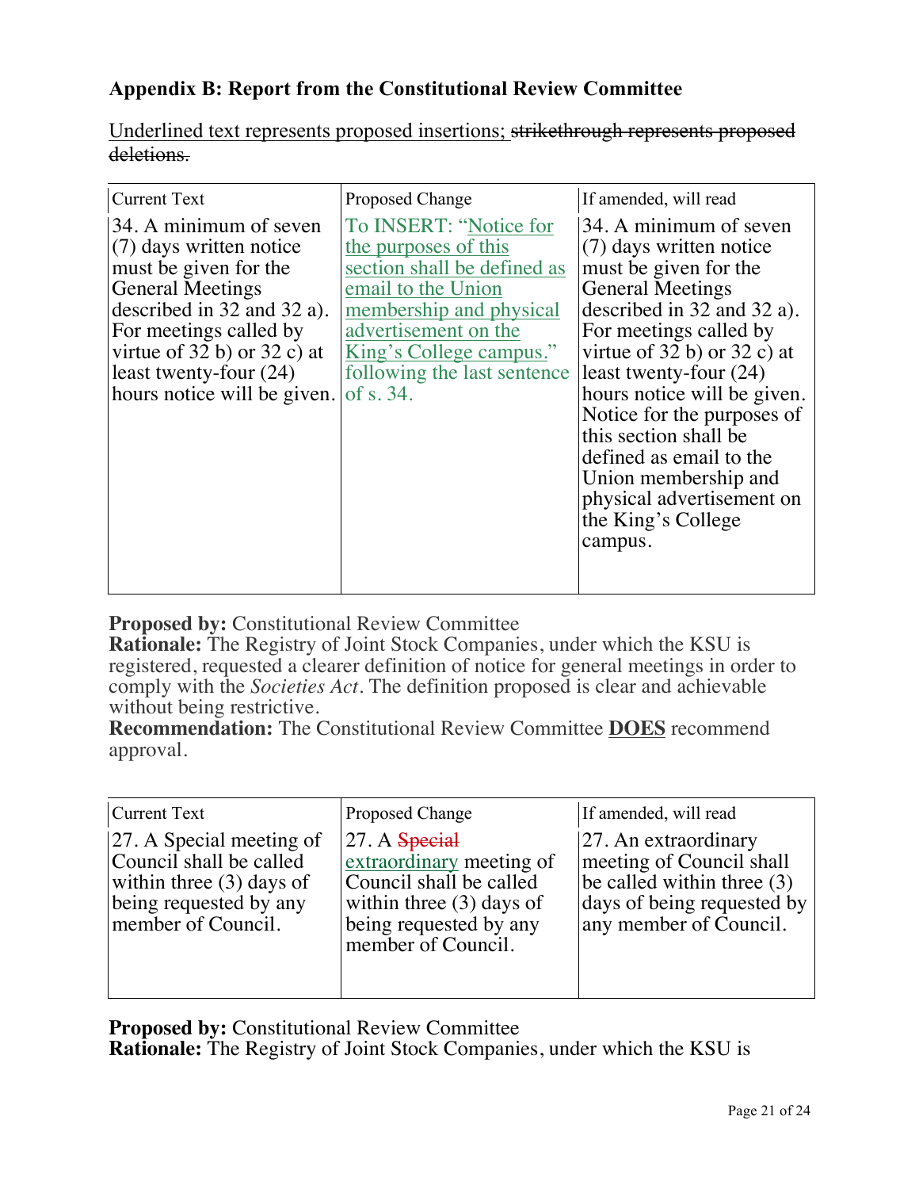## Appendix B: Report from the Constitutional Review Committee

<u>Underlined text represents proposed insertions;</u> ~~strikethrough represents proposed deletions.~~

| Current Text | Proposed Change | If amended, will read |
|---|---|---|
| 34. A minimum of seven (7) days written notice must be given for the General Meetings described in 32 and 32 a). For meetings called by virtue of 32 b) or 32 c) at least twenty-four (24) hours notice will be given. | To INSERT: "<u>Notice for the purposes of this section shall be defined as email to the Union membership and physical advertisement on the King's College campus.</u>" following the last sentence of s. 34. | 34. A minimum of seven (7) days written notice must be given for the General Meetings described in 32 and 32 a). For meetings called by virtue of 32 b) or 32 c) at least twenty-four (24) hours notice will be given. Notice for the purposes of this section shall be defined as email to the Union membership and physical advertisement on the King's College campus. |

**Proposed by:** Constitutional Review Committee
**Rationale:** The Registry of Joint Stock Companies, under which the KSU is registered, requested a clearer definition of notice for general meetings in order to comply with the *Societies Act*. The definition proposed is clear and achievable without being restrictive.
**Recommendation:** The Constitutional Review Committee **<u>DOES</u>** recommend approval.

| Current Text | Proposed Change | If amended, will read |
|---|---|---|
| 27. A Special meeting of Council shall be called within three (3) days of being requested by any member of Council. | 27. A ~~Special~~ <u>extraordinary</u> meeting of Council shall be called within three (3) days of being requested by any member of Council. | 27. An extraordinary meeting of Council shall be called within three (3) days of being requested by any member of Council. |

**Proposed by:** Constitutional Review Committee
**Rationale:** The Registry of Joint Stock Companies, under which the KSU is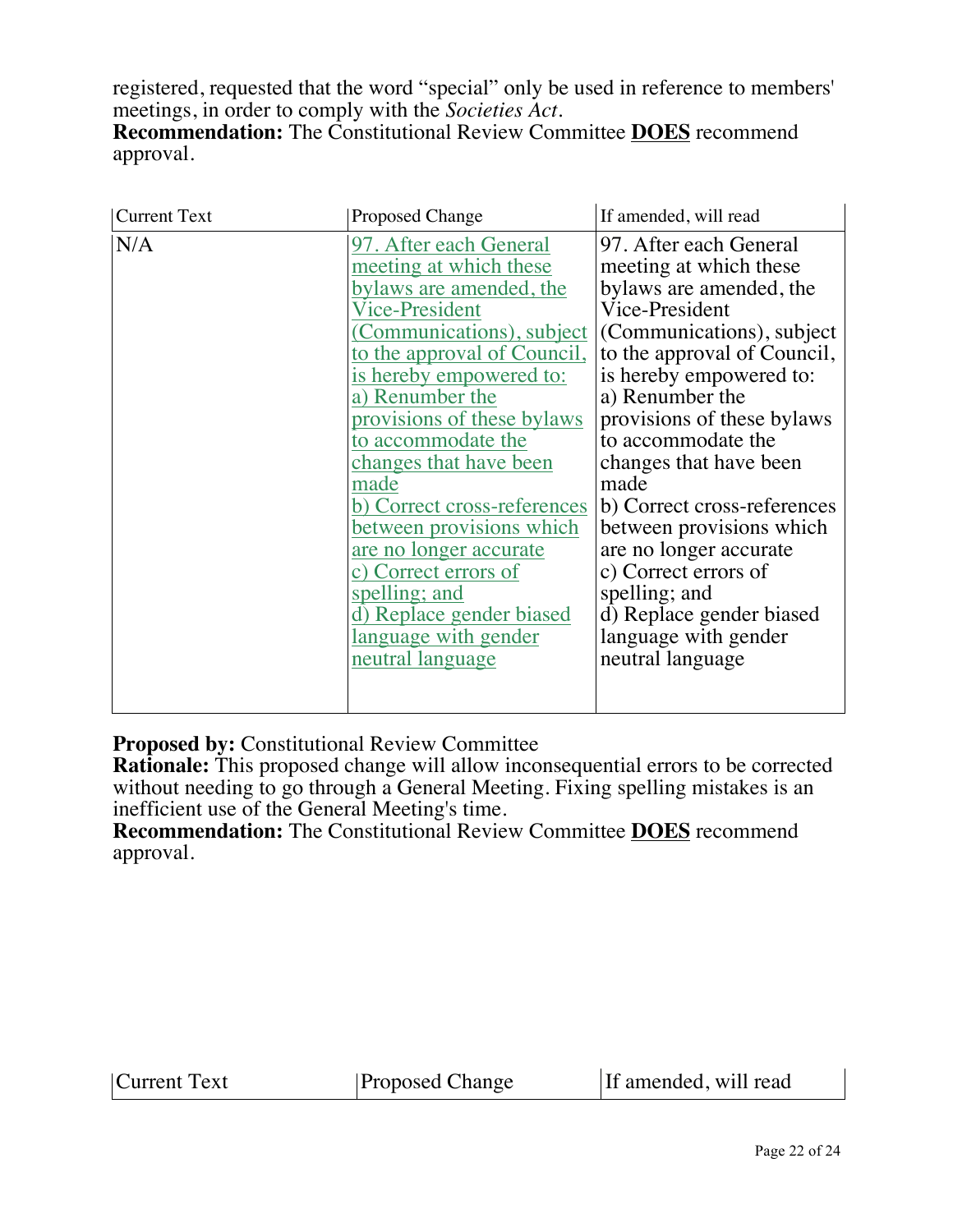registered, requested that the word “special” only be used in reference to members' meetings, in order to comply with the *Societies Act*.
**Recommendation:** The Constitutional Review Committee **DOES** recommend approval.

| Current Text | Proposed Change | If amended, will read |
|---|---|---|
| N/A | 97. After each General meeting at which these bylaws are amended, the Vice-President (Communications), subject to the approval of Council, is hereby empowered to:<br>a) Renumber the provisions of these bylaws to accommodate the changes that have been made<br>b) Correct cross-references between provisions which are no longer accurate<br>c) Correct errors of spelling; and<br>d) Replace gender biased language with gender neutral language | 97. After each General meeting at which these bylaws are amended, the Vice-President (Communications), subject to the approval of Council, is hereby empowered to:<br>a) Renumber the provisions of these bylaws to accommodate the changes that have been made<br>b) Correct cross-references between provisions which are no longer accurate<br>c) Correct errors of spelling; and<br>d) Replace gender biased language with gender neutral language |

**Proposed by:** Constitutional Review Committee
**Rationale:** This proposed change will allow inconsequential errors to be corrected without needing to go through a General Meeting. Fixing spelling mistakes is an inefficient use of the General Meeting's time.
**Recommendation:** The Constitutional Review Committee **DOES** recommend approval.

| Current Text | Proposed Change | If amended, will read |
|---|---|---|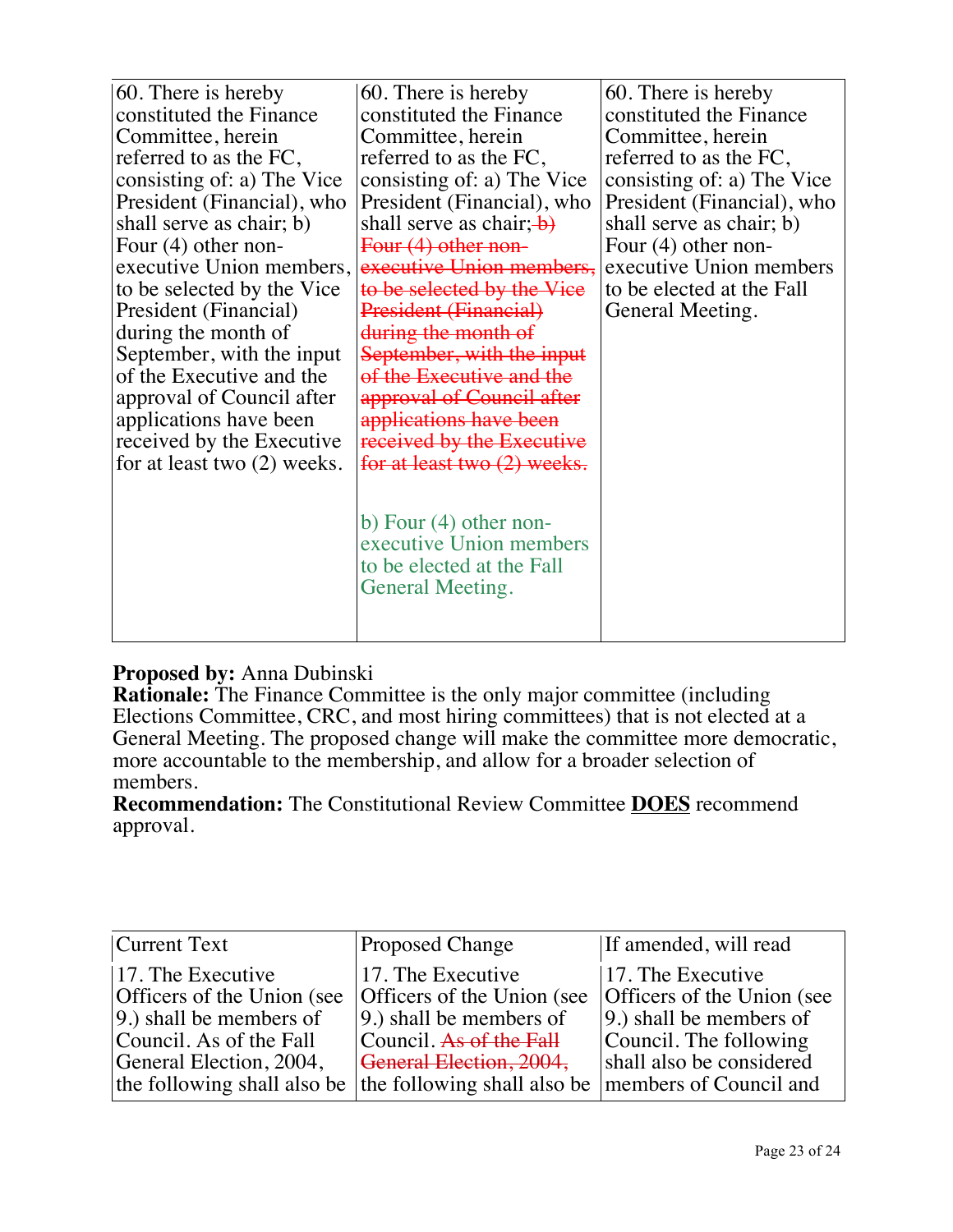| | | |
|---|---|---|
| 60. There is hereby constituted the Finance Committee, herein referred to as the FC, consisting of: a) The Vice President (Financial), who shall serve as chair; b) Four (4) other non-executive Union members, to be selected by the Vice President (Financial) during the month of September, with the input of the Executive and the approval of Council after applications have been received by the Executive for at least two (2) weeks. | 60. There is hereby constituted the Finance Committee, herein referred to as the FC, consisting of: a) The Vice President (Financial), who shall serve as chair; ~~b) Four (4) other non-executive Union members, to be selected by the Vice President (Financial) during the month of September, with the input of the Executive and the approval of Council after applications have been received by the Executive for at least two (2) weeks.~~<br><br>b) Four (4) other non-executive Union members to be elected at the Fall General Meeting. | 60. There is hereby constituted the Finance Committee, herein referred to as the FC, consisting of: a) The Vice President (Financial), who shall serve as chair; b) Four (4) other non-executive Union members to be elected at the Fall General Meeting. |

**Proposed by:** Anna Dubinski
**Rationale:** The Finance Committee is the only major committee (including Elections Committee, CRC, and most hiring committees) that is not elected at a General Meeting. The proposed change will make the committee more democratic, more accountable to the membership, and allow for a broader selection of members.
**Recommendation:** The Constitutional Review Committee **<u>DOES</u>** recommend approval.

| Current Text | Proposed Change | If amended, will read |
|---|---|---|
| 17. The Executive Officers of the Union (see 9.) shall be members of Council. As of the Fall General Election, 2004, the following shall also be | 17. The Executive Officers of the Union (see 9.) shall be members of Council. ~~As of the Fall General Election, 2004,~~ the following shall also be | 17. The Executive Officers of the Union (see 9.) shall be members of Council. The following shall also be considered members of Council and |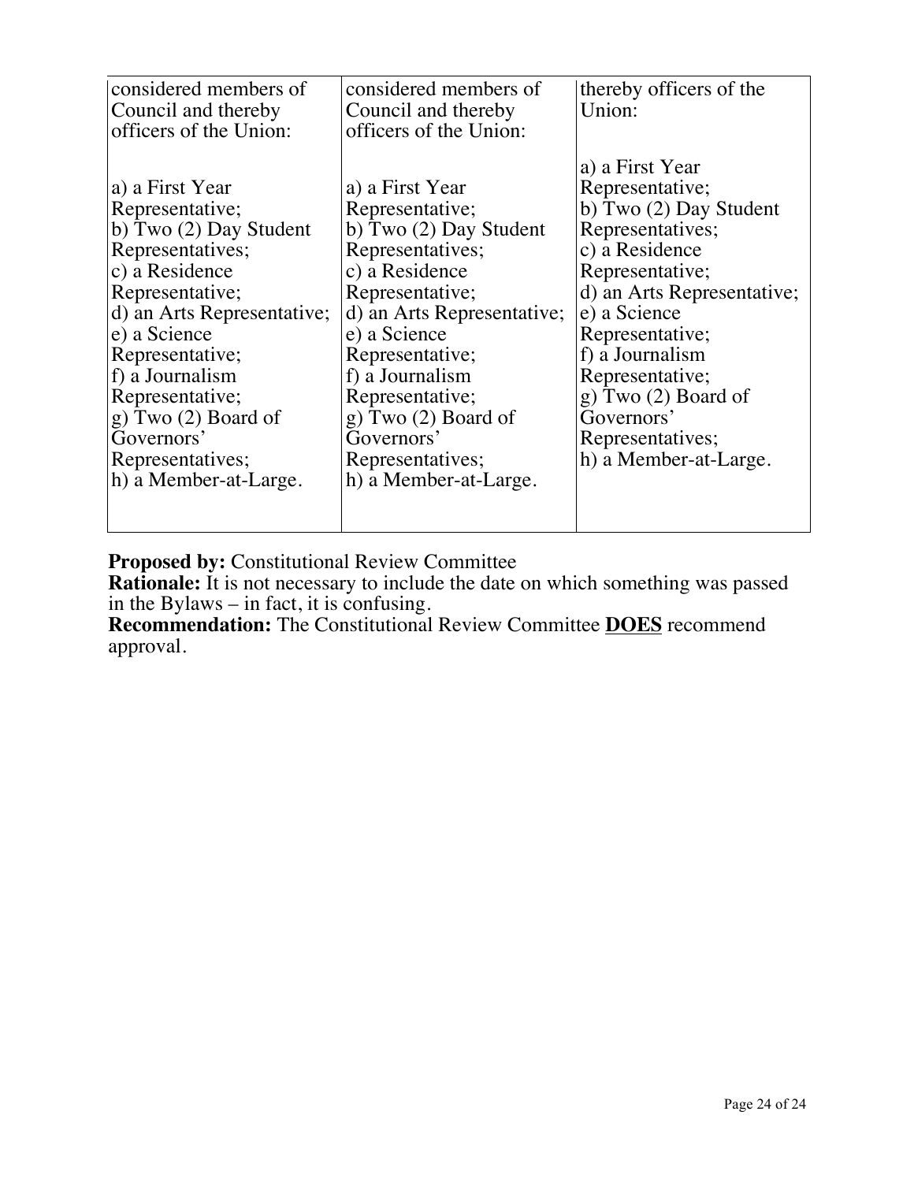| | | |
|---|---|---|
| considered members of Council and thereby officers of the Union:<br><br>a) a First Year Representative;<br>b) Two (2) Day Student Representatives;<br>c) a Residence Representative;<br>d) an Arts Representative;<br>e) a Science Representative;<br>f) a Journalism Representative;<br>g) Two (2) Board of Governors' Representatives;<br>h) a Member-at-Large. | considered members of Council and thereby officers of the Union:<br><br>a) a First Year Representative;<br>b) Two (2) Day Student Representatives;<br>c) a Residence Representative;<br>d) an Arts Representative;<br>e) a Science Representative;<br>f) a Journalism Representative;<br>g) Two (2) Board of Governors' Representatives;<br>h) a Member-at-Large. | thereby officers of the Union:<br><br>a) a First Year Representative;<br>b) Two (2) Day Student Representatives;<br>c) a Residence Representative;<br>d) an Arts Representative;<br>e) a Science Representative;<br>f) a Journalism Representative;<br>g) Two (2) Board of Governors' Representatives;<br>h) a Member-at-Large. |

**Proposed by:** Constitutional Review Committee
**Rationale:** It is not necessary to include the date on which something was passed in the Bylaws – in fact, it is confusing.
**Recommendation:** The Constitutional Review Committee **<u>DOES</u>** recommend approval.